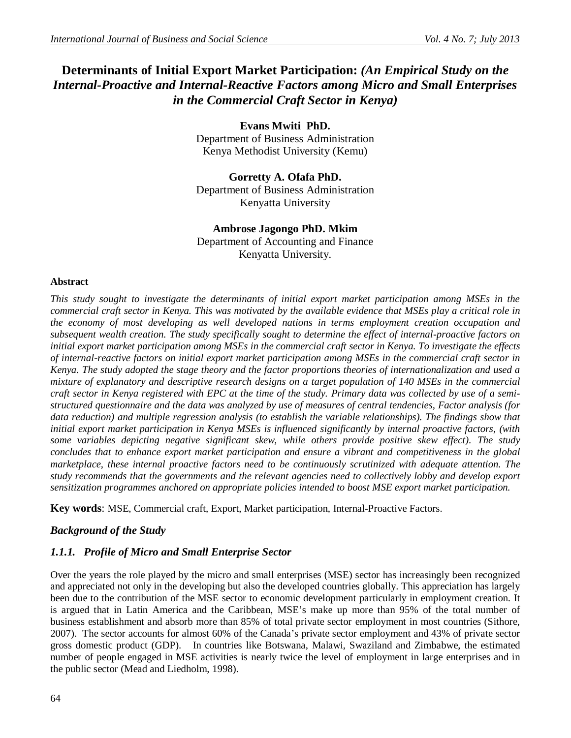# Determinants of Initial Export Market Participation: *(An Empirical Study on the Internal-Proactive and Internal-Reactive Factors among Micro and Small Enterprises in the Commercial Craft Sector in Kenya)*

**Evans Mwiti PhD.**
Department of Business Administration
Kenya Methodist University (Kemu)

**Gorretty A. Ofafa PhD.**
Department of Business Administration
Kenyatta University

**Ambrose Jagongo PhD. Mkim**
Department of Accounting and Finance
Kenyatta University.

## Abstract

*This study sought to investigate the determinants of initial export market participation among MSEs in the commercial craft sector in Kenya. This was motivated by the available evidence that MSEs play a critical role in the economy of most developing as well developed nations in terms employment creation occupation and subsequent wealth creation. The study specifically sought to determine the effect of internal-proactive factors on initial export market participation among MSEs in the commercial craft sector in Kenya. To investigate the effects of internal-reactive factors on initial export market participation among MSEs in the commercial craft sector in Kenya. The study adopted the stage theory and the factor proportions theories of internationalization and used a mixture of explanatory and descriptive research designs on a target population of 140 MSEs in the commercial craft sector in Kenya registered with EPC at the time of the study. Primary data was collected by use of a semi-structured questionnaire and the data was analyzed by use of measures of central tendencies, Factor analysis (for data reduction) and multiple regression analysis (to establish the variable relationships). The findings show that initial export market participation in Kenya MSEs is influenced significantly by internal proactive factors, (with some variables depicting negative significant skew, while others provide positive skew effect). The study concludes that to enhance export market participation and ensure a vibrant and competitiveness in the global marketplace, these internal proactive factors need to be continuously scrutinized with adequate attention. The study recommends that the governments and the relevant agencies need to collectively lobby and develop export sensitization programmes anchored on appropriate policies intended to boost MSE export market participation.*

**Key words**: MSE, Commercial craft, Export, Market participation, Internal-Proactive Factors.

## *Background of the Study*

### *1.1.1. Profile of Micro and Small Enterprise Sector*

Over the years the role played by the micro and small enterprises (MSE) sector has increasingly been recognized and appreciated not only in the developing but also the developed countries globally. This appreciation has largely been due to the contribution of the MSE sector to economic development particularly in employment creation. It is argued that in Latin America and the Caribbean, MSE's make up more than 95% of the total number of business establishment and absorb more than 85% of total private sector employment in most countries (Sithore, 2007). The sector accounts for almost 60% of the Canada's private sector employment and 43% of private sector gross domestic product (GDP). In countries like Botswana, Malawi, Swaziland and Zimbabwe, the estimated number of people engaged in MSE activities is nearly twice the level of employment in large enterprises and in the public sector (Mead and Liedholm, 1998).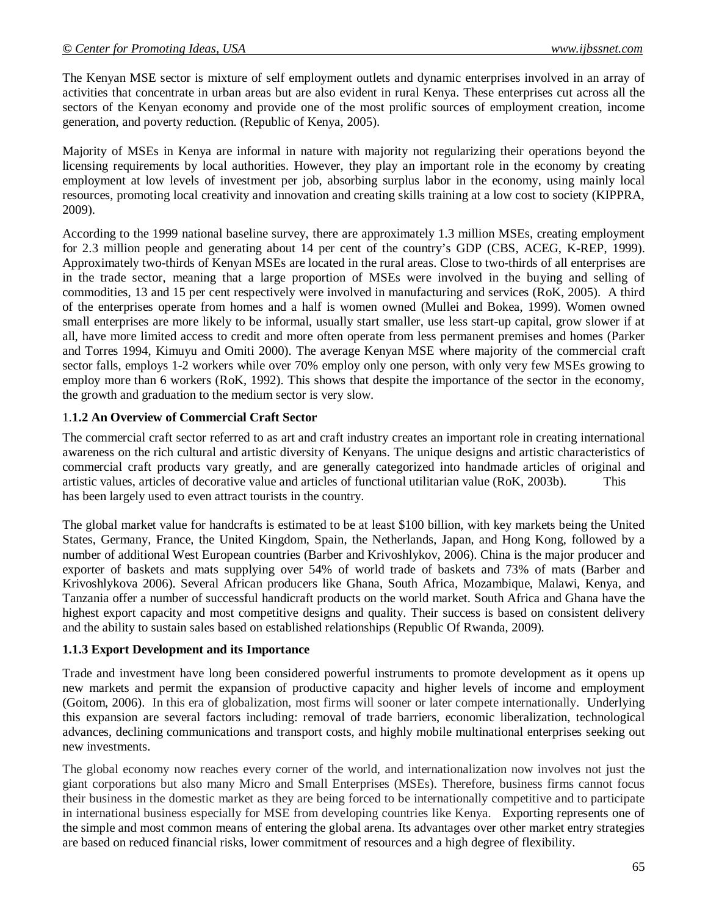The Kenyan MSE sector is mixture of self employment outlets and dynamic enterprises involved in an array of activities that concentrate in urban areas but are also evident in rural Kenya. These enterprises cut across all the sectors of the Kenyan economy and provide one of the most prolific sources of employment creation, income generation, and poverty reduction. (Republic of Kenya, 2005).

Majority of MSEs in Kenya are informal in nature with majority not regularizing their operations beyond the licensing requirements by local authorities. However, they play an important role in the economy by creating employment at low levels of investment per job, absorbing surplus labor in the economy, using mainly local resources, promoting local creativity and innovation and creating skills training at a low cost to society (KIPPRA, 2009).

According to the 1999 national baseline survey, there are approximately 1.3 million MSEs, creating employment for 2.3 million people and generating about 14 per cent of the country's GDP (CBS, ACEG, K-REP, 1999). Approximately two-thirds of Kenyan MSEs are located in the rural areas. Close to two-thirds of all enterprises are in the trade sector, meaning that a large proportion of MSEs were involved in the buying and selling of commodities, 13 and 15 per cent respectively were involved in manufacturing and services (RoK, 2005). A third of the enterprises operate from homes and a half is women owned (Mullei and Bokea, 1999). Women owned small enterprises are more likely to be informal, usually start smaller, use less start-up capital, grow slower if at all, have more limited access to credit and more often operate from less permanent premises and homes (Parker and Torres 1994, Kimuyu and Omiti 2000). The average Kenyan MSE where majority of the commercial craft sector falls, employs 1-2 workers while over 70% employ only one person, with only very few MSEs growing to employ more than 6 workers (RoK, 1992). This shows that despite the importance of the sector in the economy, the growth and graduation to the medium sector is very slow.

### 1.1.2 An Overview of Commercial Craft Sector

The commercial craft sector referred to as art and craft industry creates an important role in creating international awareness on the rich cultural and artistic diversity of Kenyans. The unique designs and artistic characteristics of commercial craft products vary greatly, and are generally categorized into handmade articles of original and artistic values, articles of decorative value and articles of functional utilitarian value (RoK, 2003b). This has been largely used to even attract tourists in the country.

The global market value for handcrafts is estimated to be at least $100 billion, with key markets being the United States, Germany, France, the United Kingdom, Spain, the Netherlands, Japan, and Hong Kong, followed by a number of additional West European countries (Barber and Krivoshlykov, 2006). China is the major producer and exporter of baskets and mats supplying over 54% of world trade of baskets and 73% of mats (Barber and Krivoshlykova 2006). Several African producers like Ghana, South Africa, Mozambique, Malawi, Kenya, and Tanzania offer a number of successful handicraft products on the world market. South Africa and Ghana have the highest export capacity and most competitive designs and quality. Their success is based on consistent delivery and the ability to sustain sales based on established relationships (Republic Of Rwanda, 2009).

### 1.1.3 Export Development and its Importance

Trade and investment have long been considered powerful instruments to promote development as it opens up new markets and permit the expansion of productive capacity and higher levels of income and employment (Goitom, 2006). In this era of globalization, most firms will sooner or later compete internationally. Underlying this expansion are several factors including: removal of trade barriers, economic liberalization, technological advances, declining communications and transport costs, and highly mobile multinational enterprises seeking out new investments.

The global economy now reaches every corner of the world, and internationalization now involves not just the giant corporations but also many Micro and Small Enterprises (MSEs). Therefore, business firms cannot focus their business in the domestic market as they are being forced to be internationally competitive and to participate in international business especially for MSE from developing countries like Kenya. Exporting represents one of the simple and most common means of entering the global arena. Its advantages over other market entry strategies are based on reduced financial risks, lower commitment of resources and a high degree of flexibility.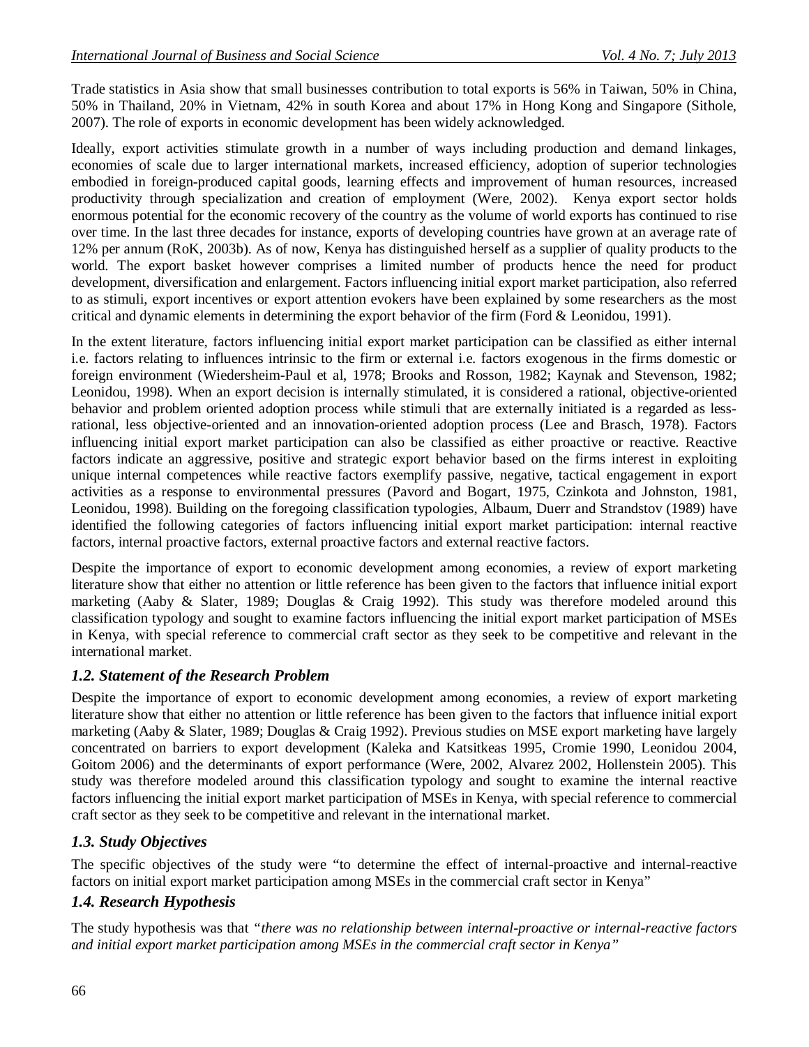Trade statistics in Asia show that small businesses contribution to total exports is 56% in Taiwan, 50% in China, 50% in Thailand, 20% in Vietnam, 42% in south Korea and about 17% in Hong Kong and Singapore (Sithole, 2007). The role of exports in economic development has been widely acknowledged.

Ideally, export activities stimulate growth in a number of ways including production and demand linkages, economies of scale due to larger international markets, increased efficiency, adoption of superior technologies embodied in foreign-produced capital goods, learning effects and improvement of human resources, increased productivity through specialization and creation of employment (Were, 2002). Kenya export sector holds enormous potential for the economic recovery of the country as the volume of world exports has continued to rise over time. In the last three decades for instance, exports of developing countries have grown at an average rate of 12% per annum (RoK, 2003b). As of now, Kenya has distinguished herself as a supplier of quality products to the world. The export basket however comprises a limited number of products hence the need for product development, diversification and enlargement. Factors influencing initial export market participation, also referred to as stimuli, export incentives or export attention evokers have been explained by some researchers as the most critical and dynamic elements in determining the export behavior of the firm (Ford & Leonidou, 1991).

In the extent literature, factors influencing initial export market participation can be classified as either internal i.e. factors relating to influences intrinsic to the firm or external i.e. factors exogenous in the firms domestic or foreign environment (Wiedersheim-Paul et al, 1978; Brooks and Rosson, 1982; Kaynak and Stevenson, 1982; Leonidou, 1998). When an export decision is internally stimulated, it is considered a rational, objective-oriented behavior and problem oriented adoption process while stimuli that are externally initiated is a regarded as less-rational, less objective-oriented and an innovation-oriented adoption process (Lee and Brasch, 1978). Factors influencing initial export market participation can also be classified as either proactive or reactive. Reactive factors indicate an aggressive, positive and strategic export behavior based on the firms interest in exploiting unique internal competences while reactive factors exemplify passive, negative, tactical engagement in export activities as a response to environmental pressures (Pavord and Bogart, 1975, Czinkota and Johnston, 1981, Leonidou, 1998). Building on the foregoing classification typologies, Albaum, Duerr and Strandstov (1989) have identified the following categories of factors influencing initial export market participation: internal reactive factors, internal proactive factors, external proactive factors and external reactive factors.

Despite the importance of export to economic development among economies, a review of export marketing literature show that either no attention or little reference has been given to the factors that influence initial export marketing (Aaby & Slater, 1989; Douglas & Craig 1992). This study was therefore modeled around this classification typology and sought to examine factors influencing the initial export market participation of MSEs in Kenya, with special reference to commercial craft sector as they seek to be competitive and relevant in the international market.

### *1.2. Statement of the Research Problem*

Despite the importance of export to economic development among economies, a review of export marketing literature show that either no attention or little reference has been given to the factors that influence initial export marketing (Aaby & Slater, 1989; Douglas & Craig 1992). Previous studies on MSE export marketing have largely concentrated on barriers to export development (Kaleka and Katsitkeas 1995, Cromie 1990, Leonidou 2004, Goitom 2006) and the determinants of export performance (Were, 2002, Alvarez 2002, Hollenstein 2005). This study was therefore modeled around this classification typology and sought to examine the internal reactive factors influencing the initial export market participation of MSEs in Kenya, with special reference to commercial craft sector as they seek to be competitive and relevant in the international market.

### *1.3. Study Objectives*

The specific objectives of the study were "to determine the effect of internal-proactive and internal-reactive factors on initial export market participation among MSEs in the commercial craft sector in Kenya"

### *1.4. Research Hypothesis*

The study hypothesis was that *"there was no relationship between internal-proactive or internal-reactive factors and initial export market participation among MSEs in the commercial craft sector in Kenya"*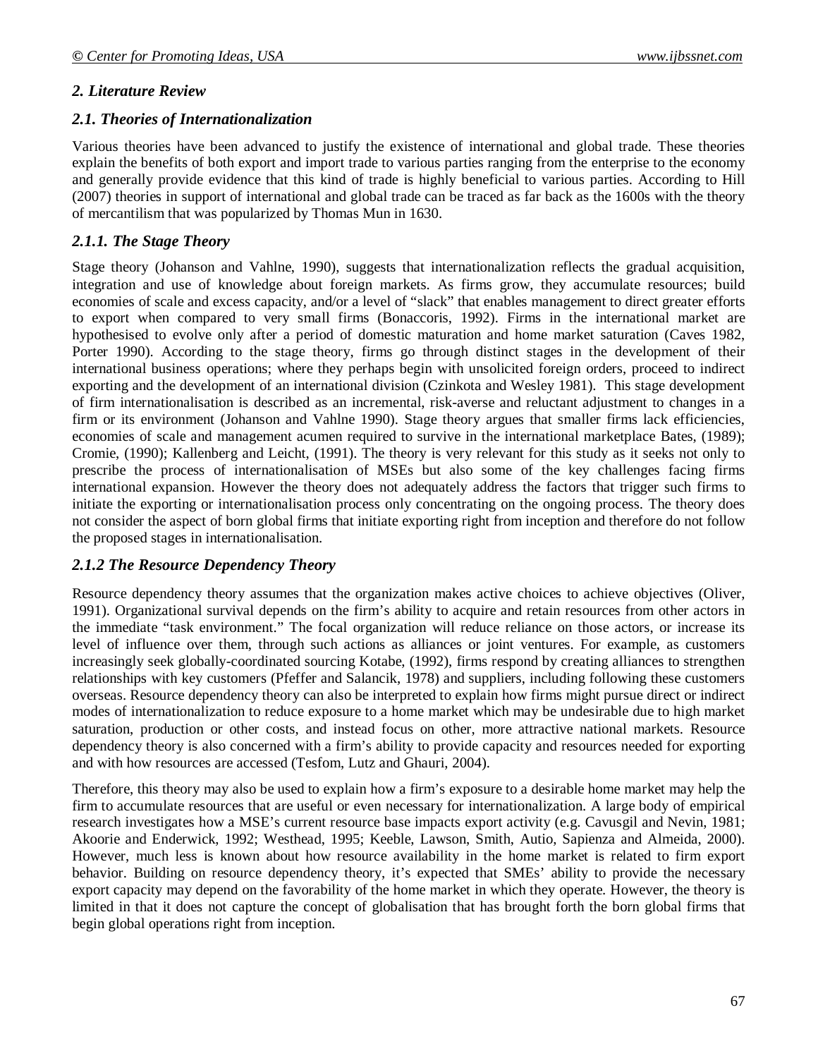## *2. Literature Review*

### *2.1. Theories of Internationalization*

Various theories have been advanced to justify the existence of international and global trade. These theories explain the benefits of both export and import trade to various parties ranging from the enterprise to the economy and generally provide evidence that this kind of trade is highly beneficial to various parties. According to Hill (2007) theories in support of international and global trade can be traced as far back as the 1600s with the theory of mercantilism that was popularized by Thomas Mun in 1630.

#### *2.1.1. The Stage Theory*

Stage theory (Johanson and Vahlne, 1990), suggests that internationalization reflects the gradual acquisition, integration and use of knowledge about foreign markets. As firms grow, they accumulate resources; build economies of scale and excess capacity, and/or a level of "slack" that enables management to direct greater efforts to export when compared to very small firms (Bonaccoris, 1992). Firms in the international market are hypothesised to evolve only after a period of domestic maturation and home market saturation (Caves 1982, Porter 1990). According to the stage theory, firms go through distinct stages in the development of their international business operations; where they perhaps begin with unsolicited foreign orders, proceed to indirect exporting and the development of an international division (Czinkota and Wesley 1981). This stage development of firm internationalisation is described as an incremental, risk-averse and reluctant adjustment to changes in a firm or its environment (Johanson and Vahlne 1990). Stage theory argues that smaller firms lack efficiencies, economies of scale and management acumen required to survive in the international marketplace Bates, (1989); Cromie, (1990); Kallenberg and Leicht, (1991). The theory is very relevant for this study as it seeks not only to prescribe the process of internationalisation of MSEs but also some of the key challenges facing firms international expansion. However the theory does not adequately address the factors that trigger such firms to initiate the exporting or internationalisation process only concentrating on the ongoing process. The theory does not consider the aspect of born global firms that initiate exporting right from inception and therefore do not follow the proposed stages in internationalisation.

#### *2.1.2 The Resource Dependency Theory*

Resource dependency theory assumes that the organization makes active choices to achieve objectives (Oliver, 1991). Organizational survival depends on the firm's ability to acquire and retain resources from other actors in the immediate "task environment." The focal organization will reduce reliance on those actors, or increase its level of influence over them, through such actions as alliances or joint ventures. For example, as customers increasingly seek globally-coordinated sourcing Kotabe, (1992), firms respond by creating alliances to strengthen relationships with key customers (Pfeffer and Salancik, 1978) and suppliers, including following these customers overseas. Resource dependency theory can also be interpreted to explain how firms might pursue direct or indirect modes of internationalization to reduce exposure to a home market which may be undesirable due to high market saturation, production or other costs, and instead focus on other, more attractive national markets. Resource dependency theory is also concerned with a firm's ability to provide capacity and resources needed for exporting and with how resources are accessed (Tesfom, Lutz and Ghauri, 2004).

Therefore, this theory may also be used to explain how a firm's exposure to a desirable home market may help the firm to accumulate resources that are useful or even necessary for internationalization. A large body of empirical research investigates how a MSE's current resource base impacts export activity (e.g. Cavusgil and Nevin, 1981; Akoorie and Enderwick, 1992; Westhead, 1995; Keeble, Lawson, Smith, Autio, Sapienza and Almeida, 2000). However, much less is known about how resource availability in the home market is related to firm export behavior. Building on resource dependency theory, it's expected that SMEs' ability to provide the necessary export capacity may depend on the favorability of the home market in which they operate. However, the theory is limited in that it does not capture the concept of globalisation that has brought forth the born global firms that begin global operations right from inception.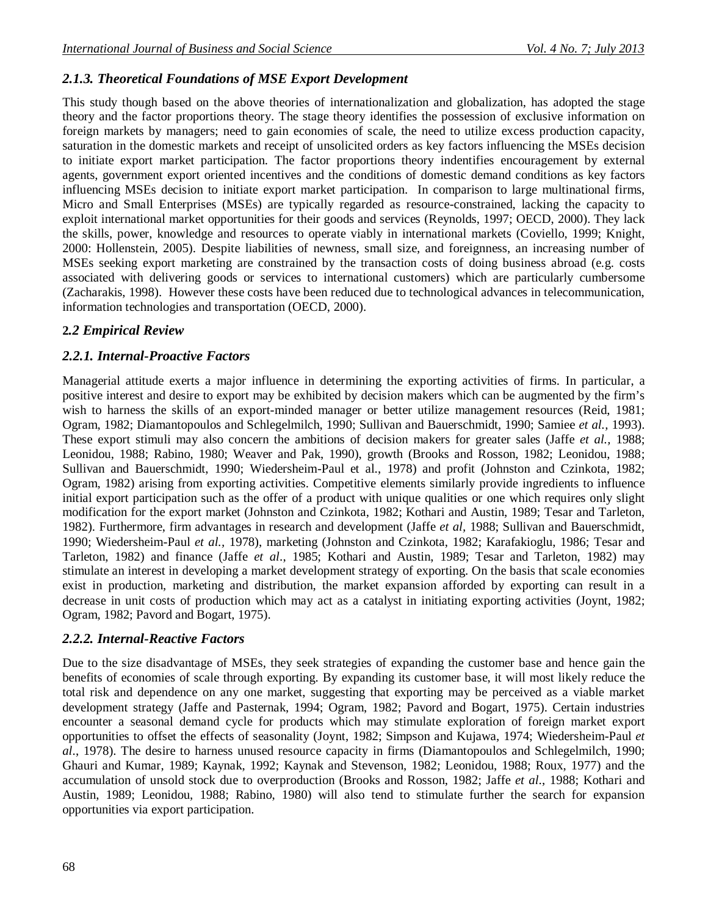### *2.1.3. Theoretical Foundations of MSE Export Development*

This study though based on the above theories of internationalization and globalization, has adopted the stage theory and the factor proportions theory. The stage theory identifies the possession of exclusive information on foreign markets by managers; need to gain economies of scale, the need to utilize excess production capacity, saturation in the domestic markets and receipt of unsolicited orders as key factors influencing the MSEs decision to initiate export market participation. The factor proportions theory indentifies encouragement by external agents, government export oriented incentives and the conditions of domestic demand conditions as key factors influencing MSEs decision to initiate export market participation. In comparison to large multinational firms, Micro and Small Enterprises (MSEs) are typically regarded as resource-constrained, lacking the capacity to exploit international market opportunities for their goods and services (Reynolds, 1997; OECD, 2000). They lack the skills, power, knowledge and resources to operate viably in international markets (Coviello, 1999; Knight, 2000: Hollenstein, 2005). Despite liabilities of newness, small size, and foreignness, an increasing number of MSEs seeking export marketing are constrained by the transaction costs of doing business abroad (e.g. costs associated with delivering goods or services to international customers) which are particularly cumbersome (Zacharakis, 1998). However these costs have been reduced due to technological advances in telecommunication, information technologies and transportation (OECD, 2000).

## **2.*2 Empirical Review***

### *2.2.1. Internal-Proactive Factors*

Managerial attitude exerts a major influence in determining the exporting activities of firms. In particular, a positive interest and desire to export may be exhibited by decision makers which can be augmented by the firm's wish to harness the skills of an export-minded manager or better utilize management resources (Reid, 1981; Ogram, 1982; Diamantopoulos and Schlegelmilch, 1990; Sullivan and Bauerschmidt, 1990; Samiee *et al.,* 1993). These export stimuli may also concern the ambitions of decision makers for greater sales (Jaffe *et al.,* 1988; Leonidou, 1988; Rabino, 1980; Weaver and Pak, 1990), growth (Brooks and Rosson, 1982; Leonidou, 1988; Sullivan and Bauerschmidt, 1990; Wiedersheim-Paul et al., 1978) and profit (Johnston and Czinkota, 1982; Ogram, 1982) arising from exporting activities. Competitive elements similarly provide ingredients to influence initial export participation such as the offer of a product with unique qualities or one which requires only slight modification for the export market (Johnston and Czinkota, 1982; Kothari and Austin, 1989; Tesar and Tarleton, 1982). Furthermore, firm advantages in research and development (Jaffe *et al*, 1988; Sullivan and Bauerschmidt, 1990; Wiedersheim-Paul *et al.,* 1978), marketing (Johnston and Czinkota, 1982; Karafakioglu, 1986; Tesar and Tarleton, 1982) and finance (Jaffe *et al*., 1985; Kothari and Austin, 1989; Tesar and Tarleton, 1982) may stimulate an interest in developing a market development strategy of exporting. On the basis that scale economies exist in production, marketing and distribution, the market expansion afforded by exporting can result in a decrease in unit costs of production which may act as a catalyst in initiating exporting activities (Joynt, 1982; Ogram, 1982; Pavord and Bogart, 1975).

### *2.2.2. Internal-Reactive Factors*

Due to the size disadvantage of MSEs, they seek strategies of expanding the customer base and hence gain the benefits of economies of scale through exporting. By expanding its customer base, it will most likely reduce the total risk and dependence on any one market, suggesting that exporting may be perceived as a viable market development strategy (Jaffe and Pasternak, 1994; Ogram, 1982; Pavord and Bogart, 1975). Certain industries encounter a seasonal demand cycle for products which may stimulate exploration of foreign market export opportunities to offset the effects of seasonality (Joynt, 1982; Simpson and Kujawa, 1974; Wiedersheim-Paul *et al*., 1978). The desire to harness unused resource capacity in firms (Diamantopoulos and Schlegelmilch, 1990; Ghauri and Kumar, 1989; Kaynak, 1992; Kaynak and Stevenson, 1982; Leonidou, 1988; Roux, 1977) and the accumulation of unsold stock due to overproduction (Brooks and Rosson, 1982; Jaffe *et al*., 1988; Kothari and Austin, 1989; Leonidou, 1988; Rabino, 1980) will also tend to stimulate further the search for expansion opportunities via export participation.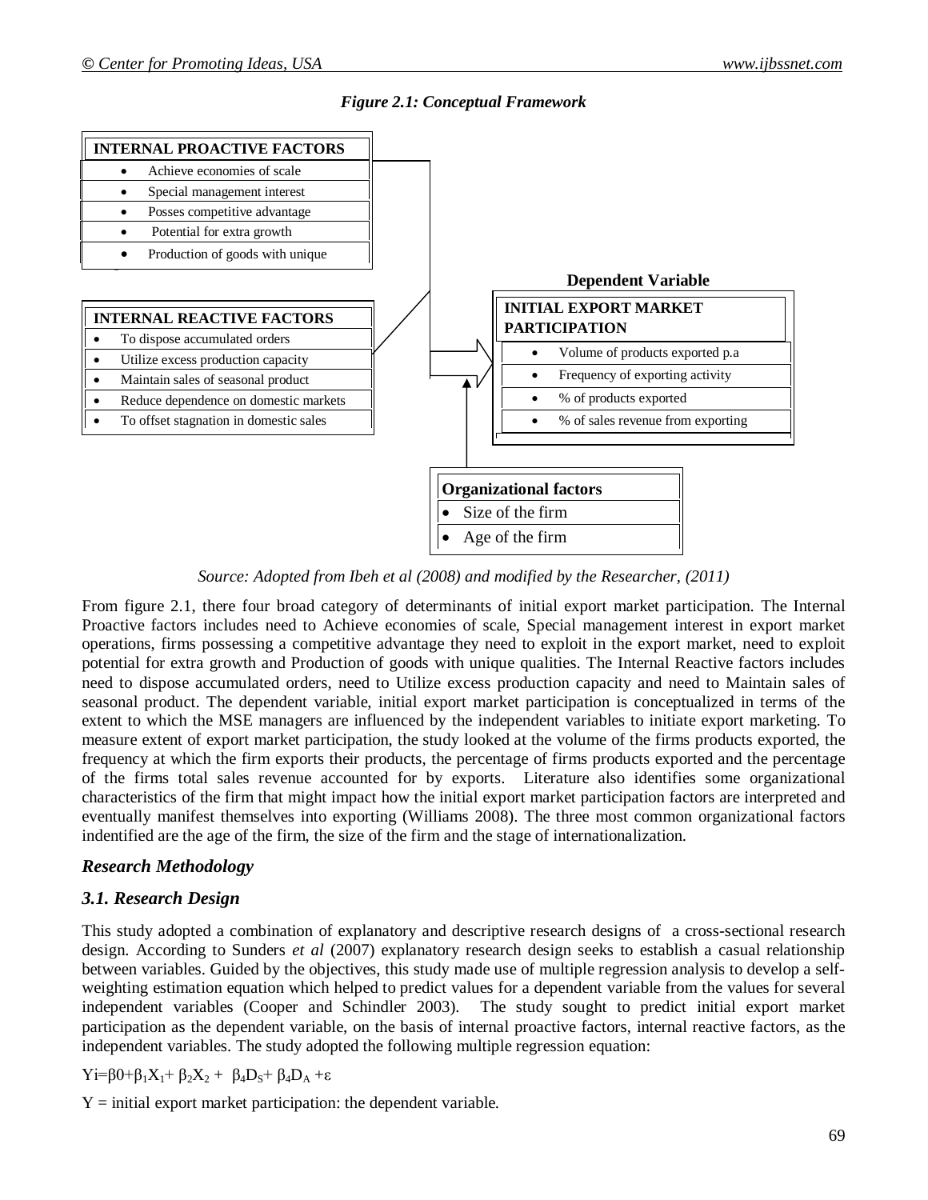*Figure 2.1: Conceptual Framework*

**INTERNAL PROACTIVE FACTORS**

- Achieve economies of scale
- Special management interest
- Posses competitive advantage
- Potential for extra growth
- Production of goods with unique

**INTERNAL REACTIVE FACTORS**

- To dispose accumulated orders
- Utilize excess production capacity
- Maintain sales of seasonal product
- Reduce dependence on domestic markets
- To offset stagnation in domestic sales

**Dependent Variable**

**INITIAL EXPORT MARKET PARTICIPATION**

- Volume of products exported p.a
- Frequency of exporting activity
- % of products exported
- % of sales revenue from exporting

**Organizational factors**

- Size of the firm
- Age of the firm

*Source: Adopted from Ibeh et al (2008) and modified by the Researcher, (2011)*

From figure 2.1, there four broad category of determinants of initial export market participation. The Internal Proactive factors includes need to Achieve economies of scale, Special management interest in export market operations, firms possessing a competitive advantage they need to exploit in the export market, need to exploit potential for extra growth and Production of goods with unique qualities. The Internal Reactive factors includes need to dispose accumulated orders, need to Utilize excess production capacity and need to Maintain sales of seasonal product. The dependent variable, initial export market participation is conceptualized in terms of the extent to which the MSE managers are influenced by the independent variables to initiate export marketing. To measure extent of export market participation, the study looked at the volume of the firms products exported, the frequency at which the firm exports their products, the percentage of firms products exported and the percentage of the firms total sales revenue accounted for by exports. Literature also identifies some organizational characteristics of the firm that might impact how the initial export market participation factors are interpreted and eventually manifest themselves into exporting (Williams 2008). The three most common organizational factors indentified are the age of the firm, the size of the firm and the stage of internationalization.

## *Research Methodology*

### *3.1. Research Design*

This study adopted a combination of explanatory and descriptive research designs of a cross-sectional research design. According to Sunders *et al* (2007) explanatory research design seeks to establish a casual relationship between variables. Guided by the objectives, this study made use of multiple regression analysis to develop a self-weighting estimation equation which helped to predict values for a dependent variable from the values for several independent variables (Cooper and Schindler 2003). The study sought to predict initial export market participation as the dependent variable, on the basis of internal proactive factors, internal reactive factors, as the independent variables. The study adopted the following multiple regression equation:

$Yi=\beta 0+\beta_1X_1+\beta_2X_2+\beta_4D_S+\beta_4D_A+\varepsilon$

Y = initial export market participation: the dependent variable.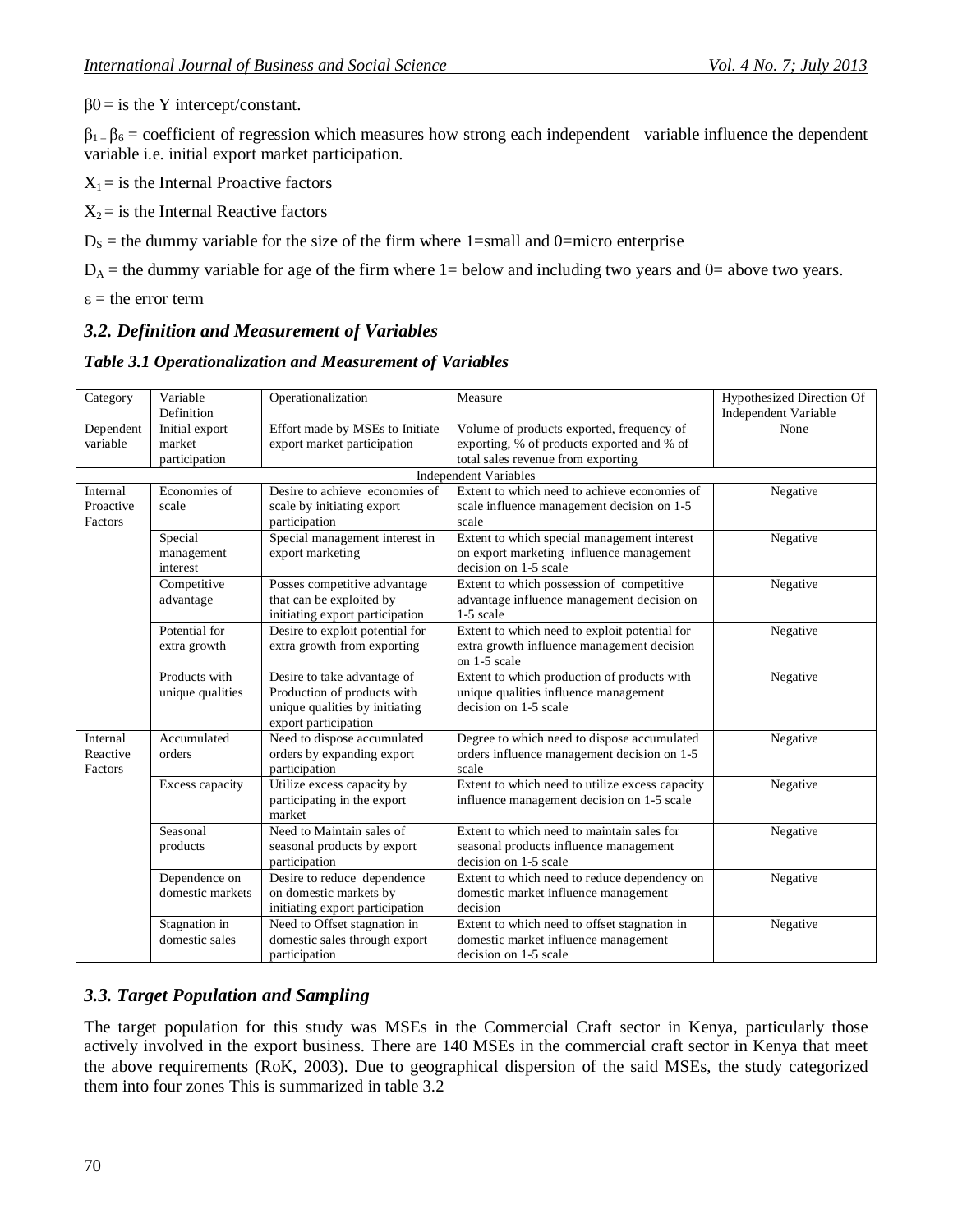$\beta 0$ = is the Y intercept/constant.

$\beta_{1-}\beta_6$ = coefficient of regression which measures how strong each independent variable influence the dependent variable i.e. initial export market participation.

$X_1$ = is the Internal Proactive factors

$X_2$ = is the Internal Reactive factors

$D_S$ = the dummy variable for the size of the firm where 1=small and 0=micro enterprise

$D_A$ = the dummy variable for age of the firm where 1= below and including two years and 0= above two years.

$\varepsilon$ = the error term

### *3.2. Definition and Measurement of Variables*

***Table 3.1 Operationalization and Measurement of Variables***

| Category | Variable Definition | Operationalization | Measure | Hypothesized Direction Of Independent Variable |
|---|---|---|---|---|
| Dependent variable | Initial export market participation | Effort made by MSEs to Initiate export market participation | Volume of products exported, frequency of exporting, % of products exported and % of total sales revenue from exporting | None |
| | | Independent Variables | | |
| Internal Proactive Factors | Economies of scale | Desire to achieve economies of scale by initiating export participation | Extent to which need to achieve economies of scale influence management decision on 1-5 scale | Negative |
| | Special management interest | Special management interest in export marketing | Extent to which special management interest on export marketing influence management decision on 1-5 scale | Negative |
| | Competitive advantage | Posses competitive advantage that can be exploited by initiating export participation | Extent to which possession of competitive advantage influence management decision on 1-5 scale | Negative |
| | Potential for extra growth | Desire to exploit potential for extra growth from exporting | Extent to which need to exploit potential for extra growth influence management decision on 1-5 scale | Negative |
| | Products with unique qualities | Desire to take advantage of Production of products with unique qualities by initiating export participation | Extent to which production of products with unique qualities influence management decision on 1-5 scale | Negative |
| Internal Reactive Factors | Accumulated orders | Need to dispose accumulated orders by expanding export participation | Degree to which need to dispose accumulated orders influence management decision on 1-5 scale | Negative |
| | Excess capacity | Utilize excess capacity by participating in the export market | Extent to which need to utilize excess capacity influence management decision on 1-5 scale | Negative |
| | Seasonal products | Need to Maintain sales of seasonal products by export participation | Extent to which need to maintain sales for seasonal products influence management decision on 1-5 scale | Negative |
| | Dependence on domestic markets | Desire to reduce dependence on domestic markets by initiating export participation | Extent to which need to reduce dependency on domestic market influence management decision | Negative |
| | Stagnation in domestic sales | Need to Offset stagnation in domestic sales through export participation | Extent to which need to offset stagnation in domestic market influence management decision on 1-5 scale | Negative |

### *3.3. Target Population and Sampling*

The target population for this study was MSEs in the Commercial Craft sector in Kenya, particularly those actively involved in the export business. There are 140 MSEs in the commercial craft sector in Kenya that meet the above requirements (RoK, 2003). Due to geographical dispersion of the said MSEs, the study categorized them into four zones This is summarized in table 3.2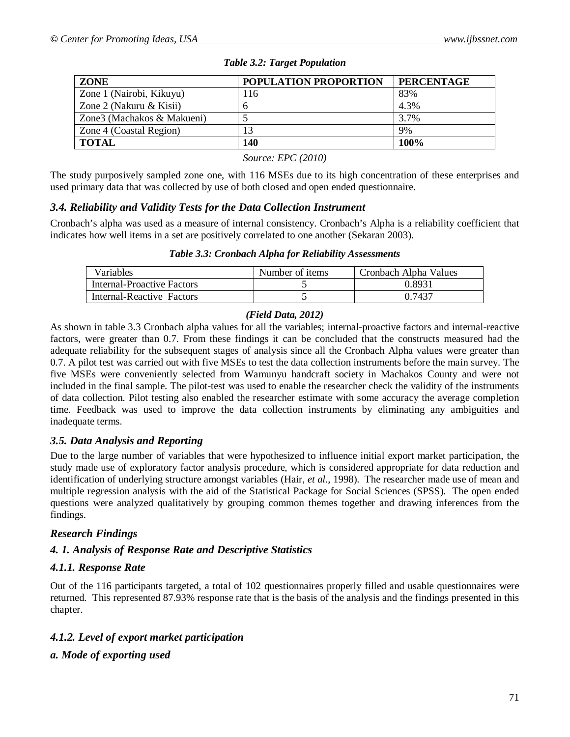*Table 3.2: Target Population*

| ZONE | POPULATION PROPORTION | PERCENTAGE |
|---|---|---|
| Zone 1 (Nairobi, Kikuyu) | 116 | 83% |
| Zone 2 (Nakuru & Kisii) | 6 | 4.3% |
| Zone3 (Machakos & Makueni) | 5 | 3.7% |
| Zone 4 (Coastal Region) | 13 | 9% |
| **TOTAL** | **140** | **100%** |

*Source: EPC (2010)*

The study purposively sampled zone one, with 116 MSEs due to its high concentration of these enterprises and used primary data that was collected by use of both closed and open ended questionnaire.

### *3.4. Reliability and Validity Tests for the Data Collection Instrument*

Cronbach's alpha was used as a measure of internal consistency. Cronbach's Alpha is a reliability coefficient that indicates how well items in a set are positively correlated to one another (Sekaran 2003).

*Table 3.3: Cronbach Alpha for Reliability Assessments*

| Variables | Number of items | Cronbach Alpha Values |
|---|---|---|
| Internal-Proactive Factors | 5 | 0.8931 |
| Internal-Reactive Factors | 5 | 0.7437 |

***(Field Data, 2012)***

As shown in table 3.3 Cronbach alpha values for all the variables; internal-proactive factors and internal-reactive factors, were greater than 0.7. From these findings it can be concluded that the constructs measured had the adequate reliability for the subsequent stages of analysis since all the Cronbach Alpha values were greater than 0.7. A pilot test was carried out with five MSEs to test the data collection instruments before the main survey. The five MSEs were conveniently selected from Wamunyu handcraft society in Machakos County and were not included in the final sample. The pilot-test was used to enable the researcher check the validity of the instruments of data collection. Pilot testing also enabled the researcher estimate with some accuracy the average completion time. Feedback was used to improve the data collection instruments by eliminating any ambiguities and inadequate terms.

### *3.5. Data Analysis and Reporting*

Due to the large number of variables that were hypothesized to influence initial export market participation, the study made use of exploratory factor analysis procedure, which is considered appropriate for data reduction and identification of underlying structure amongst variables (Hair, *et al.*, 1998). The researcher made use of mean and multiple regression analysis with the aid of the Statistical Package for Social Sciences (SPSS). The open ended questions were analyzed qualitatively by grouping common themes together and drawing inferences from the findings.

## *Research Findings*

### *4. 1. Analysis of Response Rate and Descriptive Statistics*

#### *4.1.1. Response Rate*

Out of the 116 participants targeted, a total of 102 questionnaires properly filled and usable questionnaires were returned. This represented 87.93% response rate that is the basis of the analysis and the findings presented in this chapter.

#### *4.1.2. Level of export market participation*

#### *a. Mode of exporting used*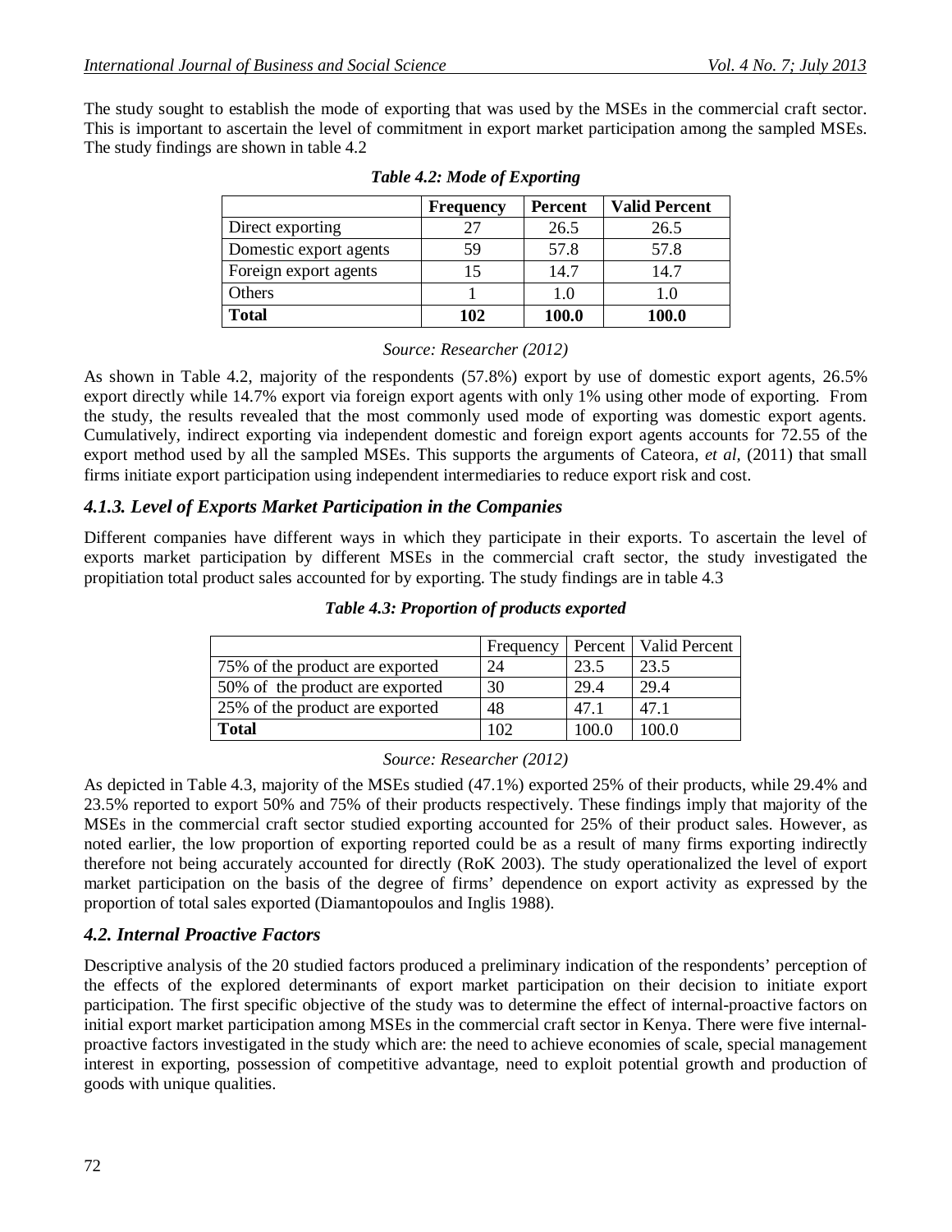The study sought to establish the mode of exporting that was used by the MSEs in the commercial craft sector. This is important to ascertain the level of commitment in export market participation among the sampled MSEs. The study findings are shown in table 4.2

***Table 4.2: Mode of Exporting***

| | **Frequency** | **Percent** | **Valid Percent** |
|---|---|---|---|
| Direct exporting | 27 | 26.5 | 26.5 |
| Domestic export agents | 59 | 57.8 | 57.8 |
| Foreign export agents | 15 | 14.7 | 14.7 |
| Others | 1 | 1.0 | 1.0 |
| **Total** | **102** | **100.0** | **100.0** |

*Source: Researcher (2012)*

As shown in Table 4.2, majority of the respondents (57.8%) export by use of domestic export agents, 26.5% export directly while 14.7% export via foreign export agents with only 1% using other mode of exporting. From the study, the results revealed that the most commonly used mode of exporting was domestic export agents. Cumulatively, indirect exporting via independent domestic and foreign export agents accounts for 72.55 of the export method used by all the sampled MSEs. This supports the arguments of Cateora, *et al,* (2011) that small firms initiate export participation using independent intermediaries to reduce export risk and cost.

### *4.1.3. Level of Exports Market Participation in the Companies*

Different companies have different ways in which they participate in their exports. To ascertain the level of exports market participation by different MSEs in the commercial craft sector, the study investigated the propitiation total product sales accounted for by exporting. The study findings are in table 4.3

***Table 4.3: Proportion of products exported***

| | Frequency | Percent | Valid Percent |
|---|---|---|---|
| 75% of the product are exported | 24 | 23.5 | 23.5 |
| 50% of the product are exported | 30 | 29.4 | 29.4 |
| 25% of the product are exported | 48 | 47.1 | 47.1 |
| **Total** | 102 | 100.0 | 100.0 |

*Source: Researcher (2012)*

As depicted in Table 4.3, majority of the MSEs studied (47.1%) exported 25% of their products, while 29.4% and 23.5% reported to export 50% and 75% of their products respectively. These findings imply that majority of the MSEs in the commercial craft sector studied exporting accounted for 25% of their product sales. However, as noted earlier, the low proportion of exporting reported could be as a result of many firms exporting indirectly therefore not being accurately accounted for directly (RoK 2003). The study operationalized the level of export market participation on the basis of the degree of firms' dependence on export activity as expressed by the proportion of total sales exported (Diamantopoulos and Inglis 1988).

### *4.2. Internal Proactive Factors*

Descriptive analysis of the 20 studied factors produced a preliminary indication of the respondents' perception of the effects of the explored determinants of export market participation on their decision to initiate export participation. The first specific objective of the study was to determine the effect of internal-proactive factors on initial export market participation among MSEs in the commercial craft sector in Kenya. There were five internal-proactive factors investigated in the study which are: the need to achieve economies of scale, special management interest in exporting, possession of competitive advantage, need to exploit potential growth and production of goods with unique qualities.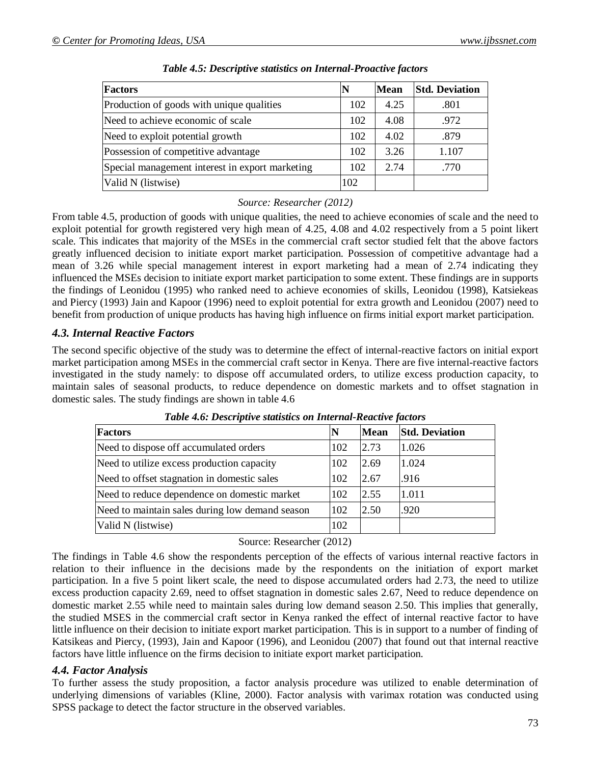*Table 4.5: Descriptive statistics on Internal-Proactive factors*

| Factors | N | Mean | Std. Deviation |
|---|---|---|---|
| Production of goods with unique qualities | 102 | 4.25 | .801 |
| Need to achieve economic of scale | 102 | 4.08 | .972 |
| Need to exploit potential growth | 102 | 4.02 | .879 |
| Possession of competitive advantage | 102 | 3.26 | 1.107 |
| Special management interest in export marketing | 102 | 2.74 | .770 |
| Valid N (listwise) | 102 | | |

*Source: Researcher (2012)*

From table 4.5, production of goods with unique qualities, the need to achieve economies of scale and the need to exploit potential for growth registered very high mean of 4.25, 4.08 and 4.02 respectively from a 5 point likert scale. This indicates that majority of the MSEs in the commercial craft sector studied felt that the above factors greatly influenced decision to initiate export market participation. Possession of competitive advantage had a mean of 3.26 while special management interest in export marketing had a mean of 2.74 indicating they influenced the MSEs decision to initiate export market participation to some extent. These findings are in supports the findings of Leonidou (1995) who ranked need to achieve economies of skills, Leonidou (1998), Katsiekeas and Piercy (1993) Jain and Kapoor (1996) need to exploit potential for extra growth and Leonidou (2007) need to benefit from production of unique products has having high influence on firms initial export market participation.

### *4.3. Internal Reactive Factors*

The second specific objective of the study was to determine the effect of internal-reactive factors on initial export market participation among MSEs in the commercial craft sector in Kenya. There are five internal-reactive factors investigated in the study namely: to dispose off accumulated orders, to utilize excess production capacity, to maintain sales of seasonal products, to reduce dependence on domestic markets and to offset stagnation in domestic sales. The study findings are shown in table 4.6

*Table 4.6: Descriptive statistics on Internal-Reactive factors*

| Factors | N | Mean | Std. Deviation |
|---|---|---|---|
| Need to dispose off accumulated orders | 102 | 2.73 | 1.026 |
| Need to utilize excess production capacity | 102 | 2.69 | 1.024 |
| Need to offset stagnation in domestic sales | 102 | 2.67 | .916 |
| Need to reduce dependence on domestic market | 102 | 2.55 | 1.011 |
| Need to maintain sales during low demand season | 102 | 2.50 | .920 |
| Valid N (listwise) | 102 | | |

Source: Researcher (2012)

The findings in Table 4.6 show the respondents perception of the effects of various internal reactive factors in relation to their influence in the decisions made by the respondents on the initiation of export market participation. In a five 5 point likert scale, the need to dispose accumulated orders had 2.73, the need to utilize excess production capacity 2.69, need to offset stagnation in domestic sales 2.67, Need to reduce dependence on domestic market 2.55 while need to maintain sales during low demand season 2.50. This implies that generally, the studied MSES in the commercial craft sector in Kenya ranked the effect of internal reactive factor to have little influence on their decision to initiate export market participation. This is in support to a number of finding of Katsikeas and Piercy, (1993), Jain and Kapoor (1996), and Leonidou (2007) that found out that internal reactive factors have little influence on the firms decision to initiate export market participation.

### *4.4. Factor Analysis*

To further assess the study proposition, a factor analysis procedure was utilized to enable determination of underlying dimensions of variables (Kline, 2000). Factor analysis with varimax rotation was conducted using SPSS package to detect the factor structure in the observed variables.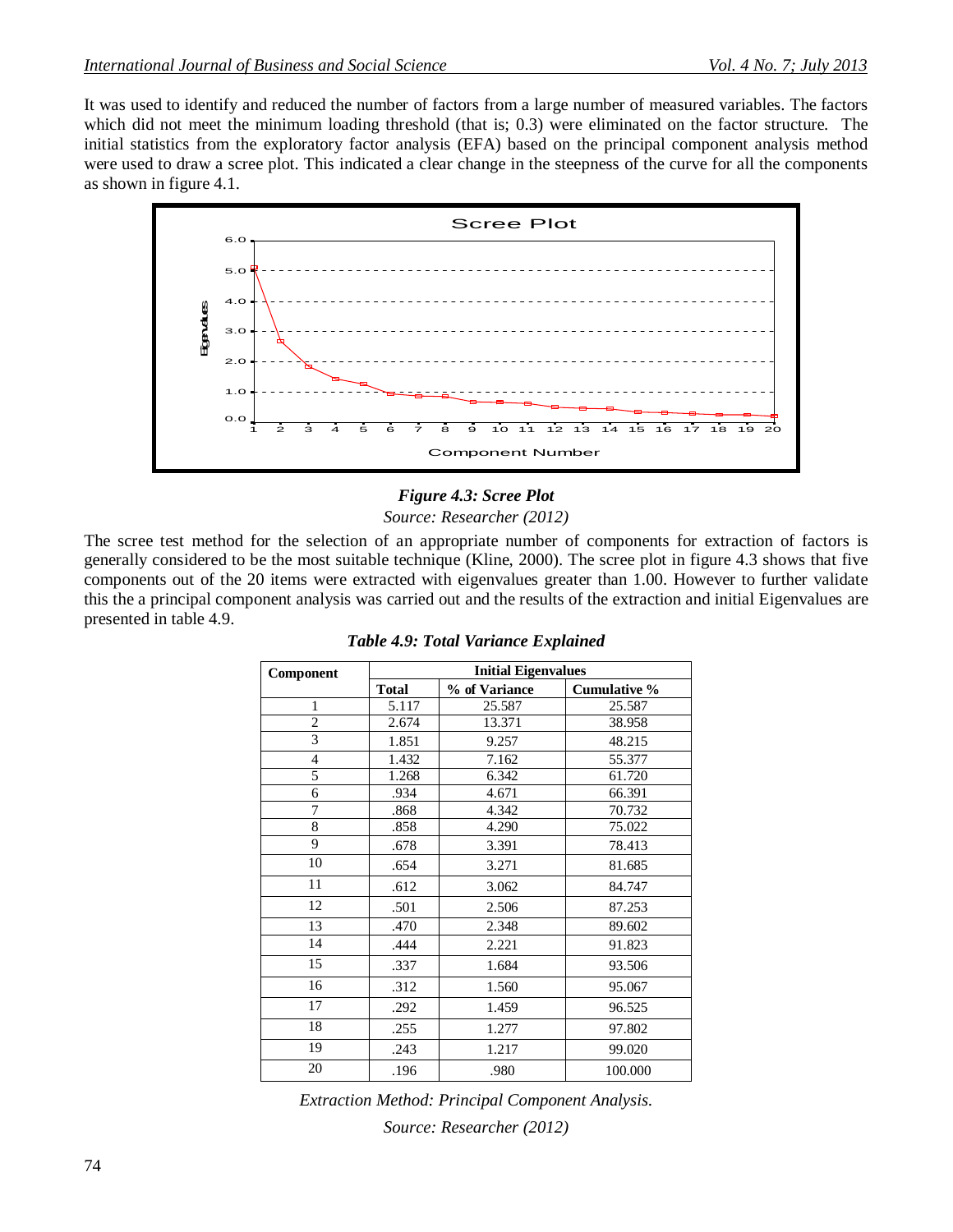It was used to identify and reduced the number of factors from a large number of measured variables. The factors which did not meet the minimum loading threshold (that is; 0.3) were eliminated on the factor structure. The initial statistics from the exploratory factor analysis (EFA) based on the principal component analysis method were used to draw a scree plot. This indicated a clear change in the steepness of the curve for all the components as shown in figure 4.1.

***Figure 4.3: Scree Plot***

*Source: Researcher (2012)*

The scree test method for the selection of an appropriate number of components for extraction of factors is generally considered to be the most suitable technique (Kline, 2000). The scree plot in figure 4.3 shows that five components out of the 20 items were extracted with eigenvalues greater than 1.00. However to further validate this the a principal component analysis was carried out and the results of the extraction and initial Eigenvalues are presented in table 4.9.

***Table 4.9: Total Variance Explained***

| Component | Initial Eigenvalues | | |
|---|---|---|---|
| | Total | % of Variance | Cumulative % |
| 1 | 5.117 | 25.587 | 25.587 |
| 2 | 2.674 | 13.371 | 38.958 |
| 3 | 1.851 | 9.257 | 48.215 |
| 4 | 1.432 | 7.162 | 55.377 |
| 5 | 1.268 | 6.342 | 61.720 |
| 6 | .934 | 4.671 | 66.391 |
| 7 | .868 | 4.342 | 70.732 |
| 8 | .858 | 4.290 | 75.022 |
| 9 | .678 | 3.391 | 78.413 |
| 10 | .654 | 3.271 | 81.685 |
| 11 | .612 | 3.062 | 84.747 |
| 12 | .501 | 2.506 | 87.253 |
| 13 | .470 | 2.348 | 89.602 |
| 14 | .444 | 2.221 | 91.823 |
| 15 | .337 | 1.684 | 93.506 |
| 16 | .312 | 1.560 | 95.067 |
| 17 | .292 | 1.459 | 96.525 |
| 18 | .255 | 1.277 | 97.802 |
| 19 | .243 | 1.217 | 99.020 |
| 20 | .196 | .980 | 100.000 |

*Extraction Method: Principal Component Analysis.*

*Source: Researcher (2012)*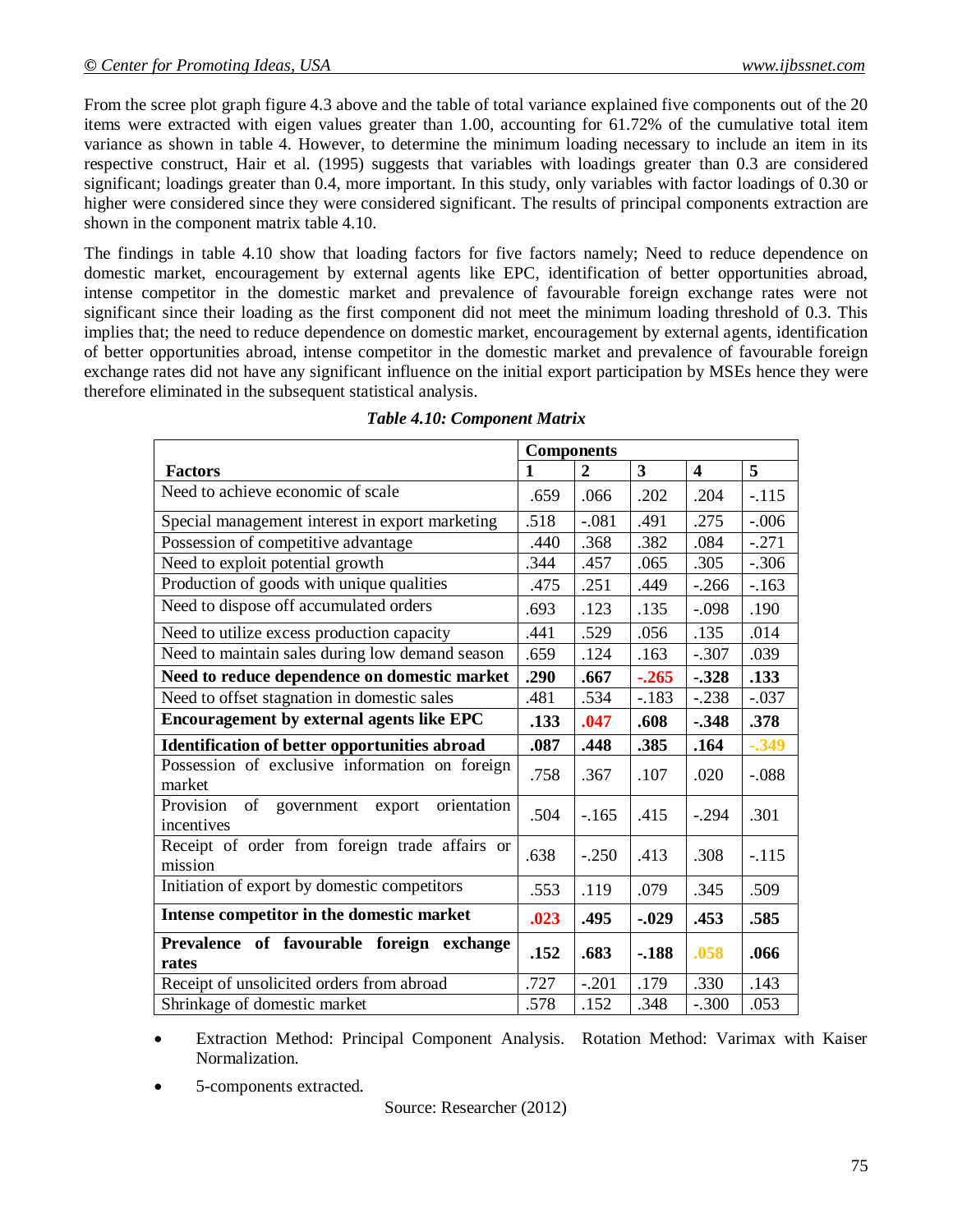From the scree plot graph figure 4.3 above and the table of total variance explained five components out of the 20 items were extracted with eigen values greater than 1.00, accounting for 61.72% of the cumulative total item variance as shown in table 4. However, to determine the minimum loading necessary to include an item in its respective construct, Hair et al. (1995) suggests that variables with loadings greater than 0.3 are considered significant; loadings greater than 0.4, more important. In this study, only variables with factor loadings of 0.30 or higher were considered since they were considered significant. The results of principal components extraction are shown in the component matrix table 4.10.

The findings in table 4.10 show that loading factors for five factors namely; Need to reduce dependence on domestic market, encouragement by external agents like EPC, identification of better opportunities abroad, intense competitor in the domestic market and prevalence of favourable foreign exchange rates were not significant since their loading as the first component did not meet the minimum loading threshold of 0.3. This implies that; the need to reduce dependence on domestic market, encouragement by external agents, identification of better opportunities abroad, intense competitor in the domestic market and prevalence of favourable foreign exchange rates did not have any significant influence on the initial export participation by MSEs hence they were therefore eliminated in the subsequent statistical analysis.

***Table 4.10: Component Matrix***

| **Factors** | **Components** | | | | |
|---|---|---|---|---|---|
| | **1** | **2** | **3** | **4** | **5** |
| Need to achieve economic of scale | .659 | .066 | .202 | .204 | -.115 |
| Special management interest in export marketing | .518 | -.081 | .491 | .275 | -.006 |
| Possession of competitive advantage | .440 | .368 | .382 | .084 | -.271 |
| Need to exploit potential growth | .344 | .457 | .065 | .305 | -.306 |
| Production of goods with unique qualities | .475 | .251 | .449 | -.266 | -.163 |
| Need to dispose off accumulated orders | .693 | .123 | .135 | -.098 | .190 |
| Need to utilize excess production capacity | .441 | .529 | .056 | .135 | .014 |
| Need to maintain sales during low demand season | .659 | .124 | .163 | -.307 | .039 |
| **Need to reduce dependence on domestic market** | **.290** | **.667** | **-.265** | **-.328** | **.133** |
| Need to offset stagnation in domestic sales | .481 | .534 | -.183 | -.238 | -.037 |
| **Encouragement by external agents like EPC** | **.133** | **.047** | **.608** | **-.348** | **.378** |
| **Identification of better opportunities abroad** | **.087** | **.448** | **.385** | **.164** | **-.349** |
| Possession of exclusive information on foreign market | .758 | .367 | .107 | .020 | -.088 |
| Provision of government export orientation incentives | .504 | -.165 | .415 | -.294 | .301 |
| Receipt of order from foreign trade affairs or mission | .638 | -.250 | .413 | .308 | -.115 |
| Initiation of export by domestic competitors | .553 | .119 | .079 | .345 | .509 |
| **Intense competitor in the domestic market** | **.023** | **.495** | **-.029** | **.453** | **.585** |
| **Prevalence of favourable foreign exchange rates** | **.152** | **.683** | **-.188** | **.058** | **.066** |
| Receipt of unsolicited orders from abroad | .727 | -.201 | .179 | .330 | .143 |
| Shrinkage of domestic market | .578 | .152 | .348 | -.300 | .053 |

- Extraction Method: Principal Component Analysis. Rotation Method: Varimax with Kaiser Normalization.
- 5-components extracted.

Source: Researcher (2012)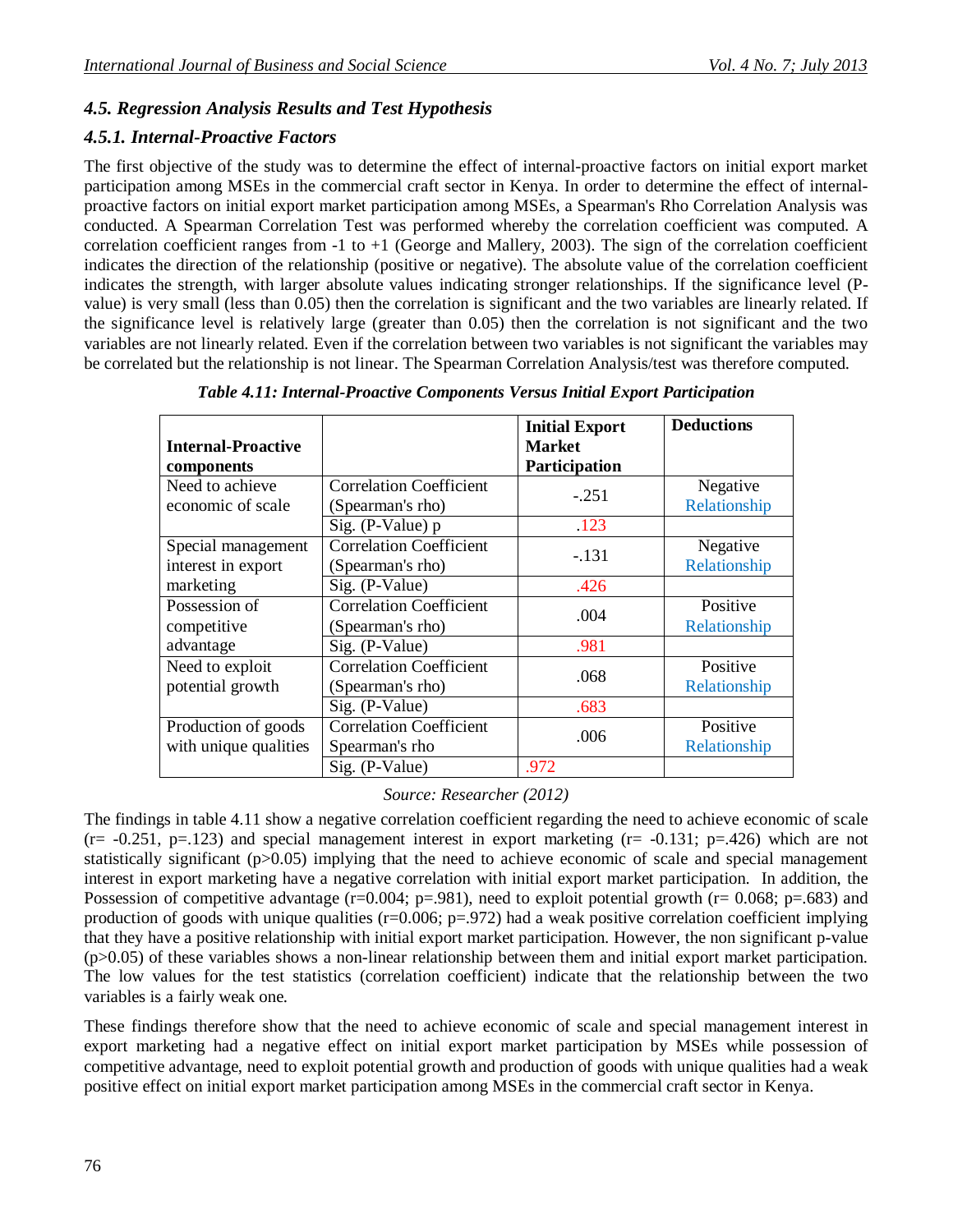### *4.5. Regression Analysis Results and Test Hypothesis*

### *4.5.1. Internal-Proactive Factors*

The first objective of the study was to determine the effect of internal-proactive factors on initial export market participation among MSEs in the commercial craft sector in Kenya. In order to determine the effect of internal-proactive factors on initial export market participation among MSEs, a Spearman's Rho Correlation Analysis was conducted. A Spearman Correlation Test was performed whereby the correlation coefficient was computed. A correlation coefficient ranges from -1 to +1 (George and Mallery, 2003). The sign of the correlation coefficient indicates the direction of the relationship (positive or negative). The absolute value of the correlation coefficient indicates the strength, with larger absolute values indicating stronger relationships. If the significance level (P-value) is very small (less than 0.05) then the correlation is significant and the two variables are linearly related. If the significance level is relatively large (greater than 0.05) then the correlation is not significant and the two variables are not linearly related. Even if the correlation between two variables is not significant the variables may be correlated but the relationship is not linear. The Spearman Correlation Analysis/test was therefore computed.

***Table 4.11: Internal-Proactive Components Versus Initial Export Participation***

| **Internal-Proactive components** | | **Initial Export Market Participation** | **Deductions** |
|---|---|---|---|
| Need to achieve economic of scale | Correlation Coefficient (Spearman's rho) | -.251 | Negative Relationship |
| | Sig. (P-Value) p | .123 | |
| Special management interest in export marketing | Correlation Coefficient (Spearman's rho) | -.131 | Negative Relationship |
| | Sig. (P-Value) | .426 | |
| Possession of competitive advantage | Correlation Coefficient (Spearman's rho) | .004 | Positive Relationship |
| | Sig. (P-Value) | .981 | |
| Need to exploit potential growth | Correlation Coefficient (Spearman's rho) | .068 | Positive Relationship |
| | Sig. (P-Value) | .683 | |
| Production of goods with unique qualities | Correlation Coefficient Spearman's rho | .006 | Positive Relationship |
| | Sig. (P-Value) | .972 | |

*Source: Researcher (2012)*

The findings in table 4.11 show a negative correlation coefficient regarding the need to achieve economic of scale (r= -0.251, p=.123) and special management interest in export marketing (r= -0.131; p=.426) which are not statistically significant ($p>0.05$) implying that the need to achieve economic of scale and special management interest in export marketing have a negative correlation with initial export market participation. In addition, the Possession of competitive advantage (r=0.004; p=.981), need to exploit potential growth (r= 0.068; p=.683) and production of goods with unique qualities (r=0.006; p=.972) had a weak positive correlation coefficient implying that they have a positive relationship with initial export market participation. However, the non significant p-value ($p>0.05$) of these variables shows a non-linear relationship between them and initial export market participation. The low values for the test statistics (correlation coefficient) indicate that the relationship between the two variables is a fairly weak one.

These findings therefore show that the need to achieve economic of scale and special management interest in export marketing had a negative effect on initial export market participation by MSEs while possession of competitive advantage, need to exploit potential growth and production of goods with unique qualities had a weak positive effect on initial export market participation among MSEs in the commercial craft sector in Kenya.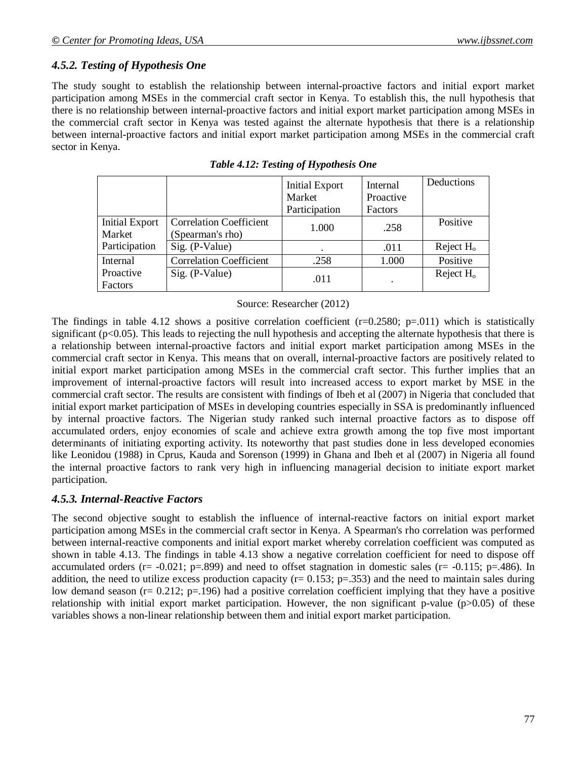### *4.5.2. Testing of Hypothesis One*

The study sought to establish the relationship between internal-proactive factors and initial export market participation among MSEs in the commercial craft sector in Kenya. To establish this, the null hypothesis that there is no relationship between internal-proactive factors and initial export market participation among MSEs in the commercial craft sector in Kenya was tested against the alternate hypothesis that there is a relationship between internal-proactive factors and initial export market participation among MSEs in the commercial craft sector in Kenya.

***Table 4.12: Testing of Hypothesis One***

| | | Initial Export Market Participation | Internal Proactive Factors | Deductions |
|---|---|---|---|---|
| Initial Export Market Participation | Correlation Coefficient (Spearman's rho) | 1.000 | .258 | Positive |
| | Sig. (P-Value) | . | .011 | Reject $H_o$ |
| Internal Proactive Factors | Correlation Coefficient | .258 | 1.000 | Positive |
| | Sig. (P-Value) | .011 | . | Reject $H_o$ |

Source: Researcher (2012)

The findings in table 4.12 shows a positive correlation coefficient (r=0.2580; p=.011) which is statistically significant ($p<0.05$). This leads to rejecting the null hypothesis and accepting the alternate hypothesis that there is a relationship between internal-proactive factors and initial export market participation among MSEs in the commercial craft sector in Kenya. This means that on overall, internal-proactive factors are positively related to initial export market participation among MSEs in the commercial craft sector. This further implies that an improvement of internal-proactive factors will result into increased access to export market by MSE in the commercial craft sector. The results are consistent with findings of Ibeh et al (2007) in Nigeria that concluded that initial export market participation of MSEs in developing countries especially in SSA is predominantly influenced by internal proactive factors. The Nigerian study ranked such internal proactive factors as to dispose off accumulated orders, enjoy economies of scale and achieve extra growth among the top five most important determinants of initiating exporting activity. Its noteworthy that past studies done in less developed economies like Leonidou (1988) in Cprus, Kauda and Sorenson (1999) in Ghana and Ibeh et al (2007) in Nigeria all found the internal proactive factors to rank very high in influencing managerial decision to initiate export market participation.

### *4.5.3. Internal-Reactive Factors*

The second objective sought to establish the influence of internal-reactive factors on initial export market participation among MSEs in the commercial craft sector in Kenya. A Spearman's rho correlation was performed between internal-reactive components and initial export market whereby correlation coefficient was computed as shown in table 4.13. The findings in table 4.13 show a negative correlation coefficient for need to dispose off accumulated orders (r= -0.021; p=.899) and need to offset stagnation in domestic sales (r= -0.115; p=.486). In addition, the need to utilize excess production capacity (r= 0.153; p=.353) and the need to maintain sales during low demand season (r= 0.212; p=.196) had a positive correlation coefficient implying that they have a positive relationship with initial export market participation. However, the non significant p-value ($p>0.05$) of these variables shows a non-linear relationship between them and initial export market participation.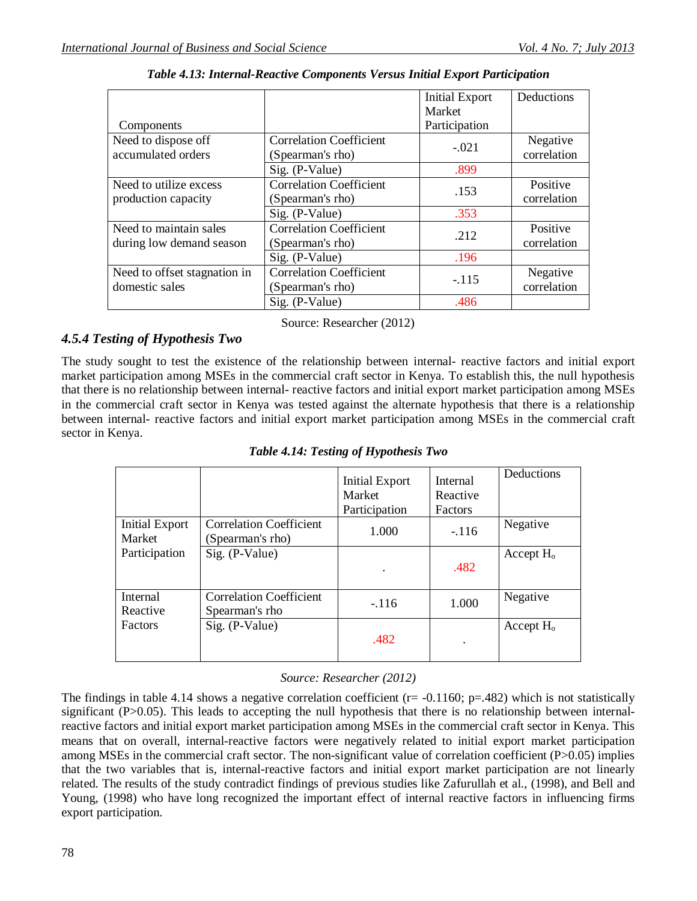*Table 4.13: Internal-Reactive Components Versus Initial Export Participation*

| Components | | Initial Export Market Participation | Deductions |
|---|---|---|---|
| Need to dispose off accumulated orders | Correlation Coefficient (Spearman's rho) | -.021 | Negative correlation |
| | Sig. (P-Value) | .899 | |
| Need to utilize excess production capacity | Correlation Coefficient (Spearman's rho) | .153 | Positive correlation |
| | Sig. (P-Value) | .353 | |
| Need to maintain sales during low demand season | Correlation Coefficient (Spearman's rho) | .212 | Positive correlation |
| | Sig. (P-Value) | .196 | |
| Need to offset stagnation in domestic sales | Correlation Coefficient (Spearman's rho) | -.115 | Negative correlation |
| | Sig. (P-Value) | .486 | |

Source: Researcher (2012)

### *4.5.4 Testing of Hypothesis Two*

The study sought to test the existence of the relationship between internal- reactive factors and initial export market participation among MSEs in the commercial craft sector in Kenya. To establish this, the null hypothesis that there is no relationship between internal- reactive factors and initial export market participation among MSEs in the commercial craft sector in Kenya was tested against the alternate hypothesis that there is a relationship between internal- reactive factors and initial export market participation among MSEs in the commercial craft sector in Kenya.

*Table 4.14: Testing of Hypothesis Two*

| | | Initial Export Market Participation | Internal Reactive Factors | Deductions |
|---|---|---|---|---|
| Initial Export Market Participation | Correlation Coefficient (Spearman's rho) | 1.000 | -.116 | Negative |
| | Sig. (P-Value) | . | .482 | Accept $H_o$ |
| Internal Reactive Factors | Correlation Coefficient Spearman's rho | -.116 | 1.000 | Negative |
| | Sig. (P-Value) | .482 | . | Accept $H_o$ |

*Source: Researcher (2012)*

The findings in table 4.14 shows a negative correlation coefficient ($r= -0.1160$; $p=.482$) which is not statistically significant ($P>0.05$). This leads to accepting the null hypothesis that there is no relationship between internal-reactive factors and initial export market participation among MSEs in the commercial craft sector in Kenya. This means that on overall, internal-reactive factors were negatively related to initial export market participation among MSEs in the commercial craft sector. The non-significant value of correlation coefficient ($P>0.05$) implies that the two variables that is, internal-reactive factors and initial export market participation are not linearly related. The results of the study contradict findings of previous studies like Zafurullah et al., (1998), and Bell and Young, (1998) who have long recognized the important effect of internal reactive factors in influencing firms export participation.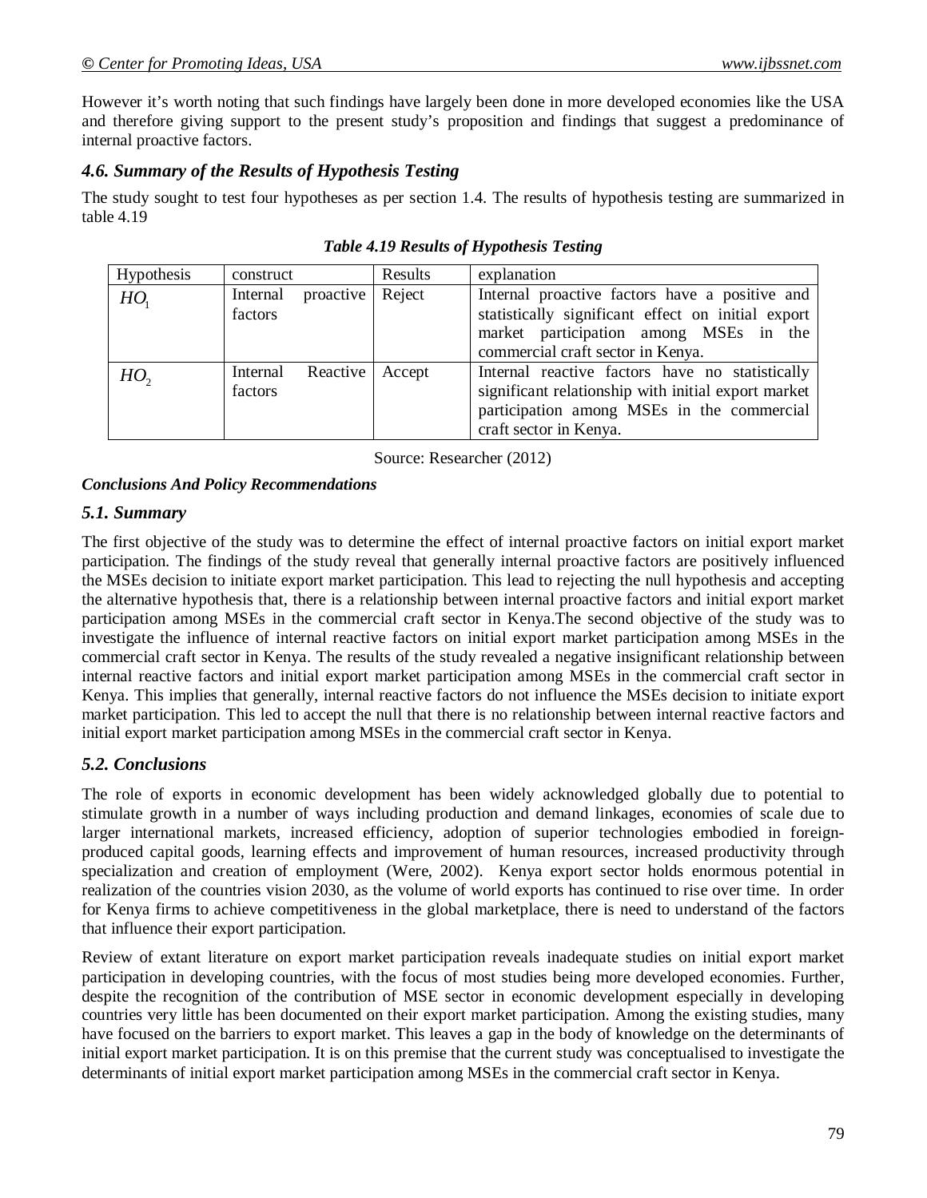However it's worth noting that such findings have largely been done in more developed economies like the USA and therefore giving support to the present study's proposition and findings that suggest a predominance of internal proactive factors.

### *4.6. Summary of the Results of Hypothesis Testing*

The study sought to test four hypotheses as per section 1.4. The results of hypothesis testing are summarized in table 4.19

***Table 4.19 Results of Hypothesis Testing***

| Hypothesis | construct | Results | explanation |
|---|---|---|---|
| $HO_1$ | Internal proactive factors | Reject | Internal proactive factors have a positive and statistically significant effect on initial export market participation among MSEs in the commercial craft sector in Kenya. |
| $HO_2$ | Internal Reactive factors | Accept | Internal reactive factors have no statistically significant relationship with initial export market participation among MSEs in the commercial craft sector in Kenya. |

Source: Researcher (2012)

***Conclusions And Policy Recommendations***

### *5.1. Summary*

The first objective of the study was to determine the effect of internal proactive factors on initial export market participation. The findings of the study reveal that generally internal proactive factors are positively influenced the MSEs decision to initiate export market participation. This lead to rejecting the null hypothesis and accepting the alternative hypothesis that, there is a relationship between internal proactive factors and initial export market participation among MSEs in the commercial craft sector in Kenya.The second objective of the study was to investigate the influence of internal reactive factors on initial export market participation among MSEs in the commercial craft sector in Kenya. The results of the study revealed a negative insignificant relationship between internal reactive factors and initial export market participation among MSEs in the commercial craft sector in Kenya. This implies that generally, internal reactive factors do not influence the MSEs decision to initiate export market participation. This led to accept the null that there is no relationship between internal reactive factors and initial export market participation among MSEs in the commercial craft sector in Kenya.

### *5.2. Conclusions*

The role of exports in economic development has been widely acknowledged globally due to potential to stimulate growth in a number of ways including production and demand linkages, economies of scale due to larger international markets, increased efficiency, adoption of superior technologies embodied in foreign-produced capital goods, learning effects and improvement of human resources, increased productivity through specialization and creation of employment (Were, 2002). Kenya export sector holds enormous potential in realization of the countries vision 2030, as the volume of world exports has continued to rise over time. In order for Kenya firms to achieve competitiveness in the global marketplace, there is need to understand of the factors that influence their export participation.

Review of extant literature on export market participation reveals inadequate studies on initial export market participation in developing countries, with the focus of most studies being more developed economies. Further, despite the recognition of the contribution of MSE sector in economic development especially in developing countries very little has been documented on their export market participation. Among the existing studies, many have focused on the barriers to export market. This leaves a gap in the body of knowledge on the determinants of initial export market participation. It is on this premise that the current study was conceptualised to investigate the determinants of initial export market participation among MSEs in the commercial craft sector in Kenya.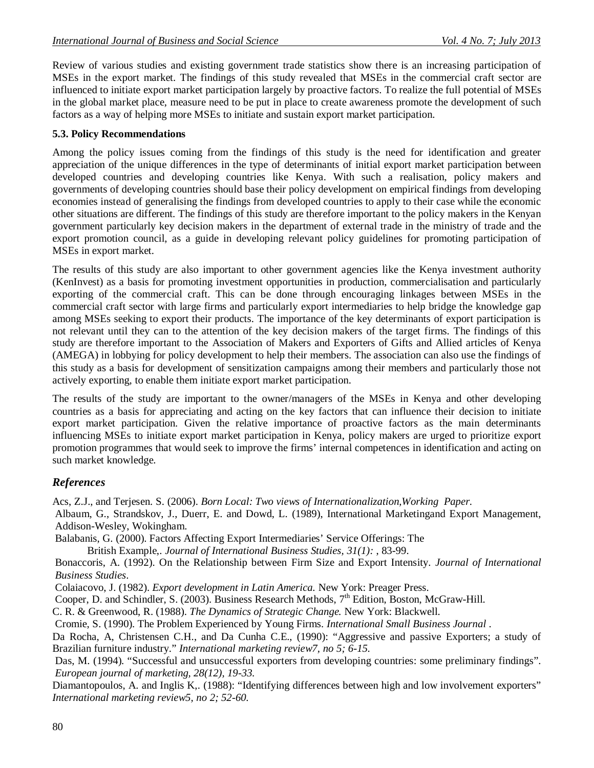Review of various studies and existing government trade statistics show there is an increasing participation of MSEs in the export market. The findings of this study revealed that MSEs in the commercial craft sector are influenced to initiate export market participation largely by proactive factors. To realize the full potential of MSEs in the global market place, measure need to be put in place to create awareness promote the development of such factors as a way of helping more MSEs to initiate and sustain export market participation.

### 5.3. Policy Recommendations

Among the policy issues coming from the findings of this study is the need for identification and greater appreciation of the unique differences in the type of determinants of initial export market participation between developed countries and developing countries like Kenya. With such a realisation, policy makers and governments of developing countries should base their policy development on empirical findings from developing economies instead of generalising the findings from developed countries to apply to their case while the economic other situations are different. The findings of this study are therefore important to the policy makers in the Kenyan government particularly key decision makers in the department of external trade in the ministry of trade and the export promotion council, as a guide in developing relevant policy guidelines for promoting participation of MSEs in export market.

The results of this study are also important to other government agencies like the Kenya investment authority (KenInvest) as a basis for promoting investment opportunities in production, commercialisation and particularly exporting of the commercial craft. This can be done through encouraging linkages between MSEs in the commercial craft sector with large firms and particularly export intermediaries to help bridge the knowledge gap among MSEs seeking to export their products. The importance of the key determinants of export participation is not relevant until they can to the attention of the key decision makers of the target firms. The findings of this study are therefore important to the Association of Makers and Exporters of Gifts and Allied articles of Kenya (AMEGA) in lobbying for policy development to help their members. The association can also use the findings of this study as a basis for development of sensitization campaigns among their members and particularly those not actively exporting, to enable them initiate export market participation.

The results of the study are important to the owner/managers of the MSEs in Kenya and other developing countries as a basis for appreciating and acting on the key factors that can influence their decision to initiate export market participation. Given the relative importance of proactive factors as the main determinants influencing MSEs to initiate export market participation in Kenya, policy makers are urged to prioritize export promotion programmes that would seek to improve the firms' internal competences in identification and acting on such market knowledge.

## *References*

Acs, Z.J., and Terjesen. S. (2006). *Born Local: Two views of Internationalization,Working Paper.*

Albaum, G., Strandskov, J., Duerr, E. and Dowd, L. (1989), International Marketingand Export Management, Addison-Wesley, Wokingham.

Balabanis, G. (2000). Factors Affecting Export Intermediaries' Service Offerings: The British Example,. *Journal of International Business Studies, 31(1):* , 83-99.

Bonaccoris, A. (1992). On the Relationship between Firm Size and Export Intensity. *Journal of International Business Studies*.

Colaiacovo, J. (1982). *Export development in Latin America.* New York: Preager Press.

Cooper, D. and Schindler, S. (2003). Business Research Methods, 7th Edition, Boston, McGraw-Hill.

C. R. & Greenwood, R. (1988). *The Dynamics of Strategic Change.* New York: Blackwell.

Cromie, S. (1990). The Problem Experienced by Young Firms. *International Small Business Journal* .

Da Rocha, A, Christensen C.H., and Da Cunha C.E., (1990): "Aggressive and passive Exporters; a study of Brazilian furniture industry." *International marketing review7, no 5; 6-15.*

Das, M. (1994). "Successful and unsuccessful exporters from developing countries: some preliminary findings". *European journal of marketing, 28(12), 19-33.*

Diamantopoulos, A. and Inglis K,. (1988): "Identifying differences between high and low involvement exporters" *International marketing review5, no 2; 52-60.*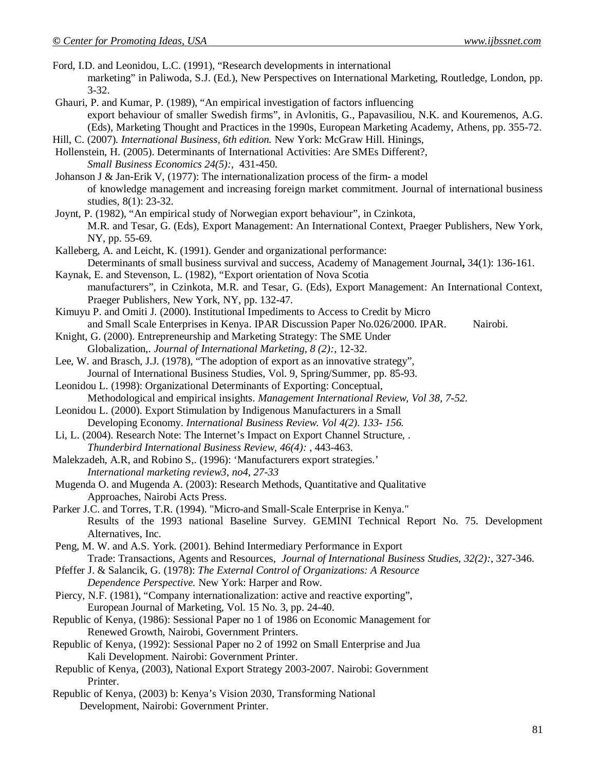Ford, I.D. and Leonidou, L.C. (1991), "Research developments in international marketing" in Paliwoda, S.J. (Ed.), New Perspectives on International Marketing, Routledge, London, pp. 3-32.

Ghauri, P. and Kumar, P. (1989), "An empirical investigation of factors influencing export behaviour of smaller Swedish firms", in Avlonitis, G., Papavasiliou, N.K. and Kouremenos, A.G. (Eds), Marketing Thought and Practices in the 1990s, European Marketing Academy, Athens, pp. 355-72.

Hill, C. (2007). *International Business, 6th edition.* New York: McGraw Hill. Hinings,

Hollenstein, H. (2005). Determinants of International Activities: Are SMEs Different?, *Small Business Economics 24(5):,* 431-450.

Johanson J & Jan-Erik V, (1977): The internationalization process of the firm- a model of knowledge management and increasing foreign market commitment. Journal of international business studies, 8(1): 23-32.

Joynt, P. (1982), "An empirical study of Norwegian export behaviour", in Czinkota, M.R. and Tesar, G. (Eds), Export Management: An International Context, Praeger Publishers, New York, NY, pp. 55-69.

Kalleberg, A. and Leicht, K. (1991). Gender and organizational performance: Determinants of small business survival and success, Academy of Management Journal**,** 34(1): 136-161.

Kaynak, E. and Stevenson, L. (1982), "Export orientation of Nova Scotia manufacturers", in Czinkota, M.R. and Tesar, G. (Eds), Export Management: An International Context, Praeger Publishers, New York, NY, pp. 132-47.

Kimuyu P. and Omiti J. (2000). Institutional Impediments to Access to Credit by Micro and Small Scale Enterprises in Kenya. IPAR Discussion Paper No.026/2000. IPAR. Nairobi.

Knight, G. (2000). Entrepreneurship and Marketing Strategy: The SME Under Globalization,. *Journal of International Marketing, 8 (2):,* 12-32.

Lee, W. and Brasch, J.J. (1978), "The adoption of export as an innovative strategy", Journal of International Business Studies, Vol. 9, Spring/Summer, pp. 85-93.

Leonidou L. (1998): Organizational Determinants of Exporting: Conceptual, Methodological and empirical insights. *Management International Review, Vol 38, 7-52.*

Leonidou L. (2000). Export Stimulation by Indigenous Manufacturers in a Small Developing Economy. *International Business Review. Vol 4(2). 133- 156.*

Li, L. (2004). Research Note: The Internet's Impact on Export Channel Structure, . *Thunderbird International Business Review, 46(4):* , 443-463.

Malekzadeh, A.R, and Robino S,. (1996): 'Manufacturers export strategies.' *International marketing review3, no4, 27-33*

Mugenda O. and Mugenda A. (2003): Research Methods, Quantitative and Qualitative Approaches, Nairobi Acts Press.

Parker J.C. and Torres, T.R. (1994). "Micro-and Small-Scale Enterprise in Kenya." Results of the 1993 national Baseline Survey. GEMINI Technical Report No. 75. Development Alternatives, Inc.

Peng, M. W. and A.S. York. (2001). Behind Intermediary Performance in Export Trade: Transactions, Agents and Resources, *Journal of International Business Studies, 32(2):*, 327-346.

Pfeffer J. & Salancik, G. (1978): *The External Control of Organizations: A Resource Dependence Perspective.* New York: Harper and Row.

Piercy, N.F. (1981), "Company internationalization: active and reactive exporting", European Journal of Marketing, Vol. 15 No. 3, pp. 24-40.

Republic of Kenya, (1986): Sessional Paper no 1 of 1986 on Economic Management for Renewed Growth, Nairobi, Government Printers.

Republic of Kenya, (1992): Sessional Paper no 2 of 1992 on Small Enterprise and Jua Kali Development. Nairobi: Government Printer.

Republic of Kenya, (2003), National Export Strategy 2003-2007. Nairobi: Government Printer.

Republic of Kenya, (2003) b: Kenya's Vision 2030, Transforming National Development, Nairobi: Government Printer.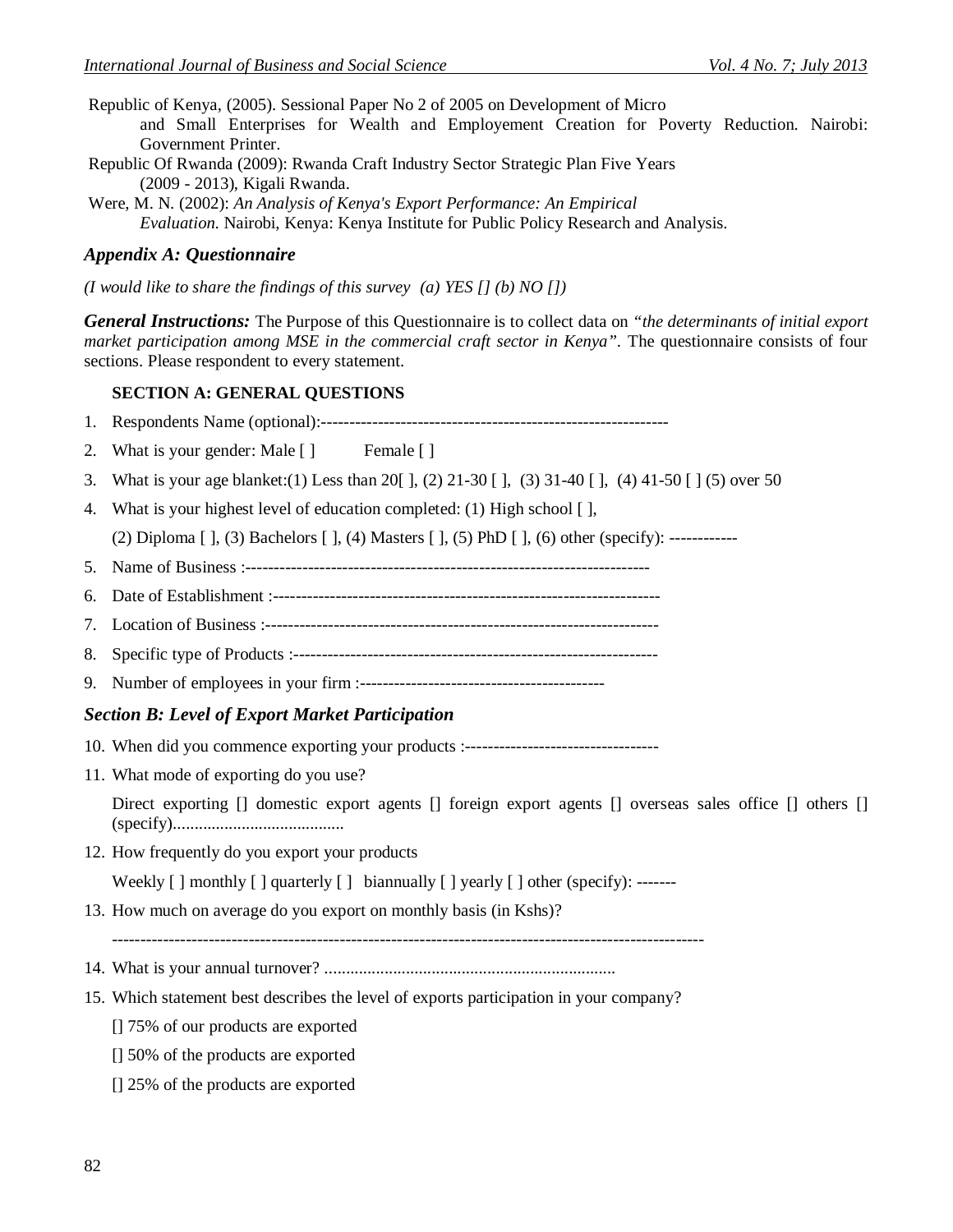Republic of Kenya, (2005). Sessional Paper No 2 of 2005 on Development of Micro and Small Enterprises for Wealth and Employement Creation for Poverty Reduction. Nairobi: Government Printer.

Republic Of Rwanda (2009): Rwanda Craft Industry Sector Strategic Plan Five Years (2009 - 2013), Kigali Rwanda.

Were, M. N. (2002): *An Analysis of Kenya's Export Performance: An Empirical Evaluation.* Nairobi, Kenya: Kenya Institute for Public Policy Research and Analysis.

## *Appendix A: Questionnaire*

*(I would like to share the findings of this survey (a) YES [] (b) NO [])*

***General Instructions:*** The Purpose of this Questionnaire is to collect data on *"the determinants of initial export market participation among MSE in the commercial craft sector in Kenya"*. The questionnaire consists of four sections. Please respondent to every statement.

### SECTION A: GENERAL QUESTIONS

1. Respondents Name (optional):--------------------------------------------------------------
2. What is your gender: Male [ ] Female [ ]
3. What is your age blanket:(1) Less than 20[ ], (2) 21-30 [ ], (3) 31-40 [ ], (4) 41-50 [ ] (5) over 50
4. What is your highest level of education completed: (1) High school [ ],

   (2) Diploma [ ], (3) Bachelors [ ], (4) Masters [ ], (5) PhD [ ], (6) other (specify): ------------
5. Name of Business :---------------------------------------------------------------------
6. Date of Establishment :-------------------------------------------------------------------
7. Location of Business :--------------------------------------------------------------------
8. Specific type of Products :----------------------------------------------------------------
9. Number of employees in your firm :-------------------------------------------

## *Section B: Level of Export Market Participation*

10. When did you commence exporting your products :----------------------------------
11. What mode of exporting do you use?

    Direct exporting [] domestic export agents [] foreign export agents [] overseas sales office [] others [] (specify).......................................
12. How frequently do you export your products

    Weekly [ ] monthly [ ] quarterly [ ] biannually [ ] yearly [ ] other (specify): -------
13. How much on average do you export on monthly basis (in Kshs)?

    -----------------------------------------------------------------------------------------------------
14. What is your annual turnover? ...................................................................
15. Which statement best describes the level of exports participation in your company?

    [] 75% of our products are exported

    [] 50% of the products are exported

    [] 25% of the products are exported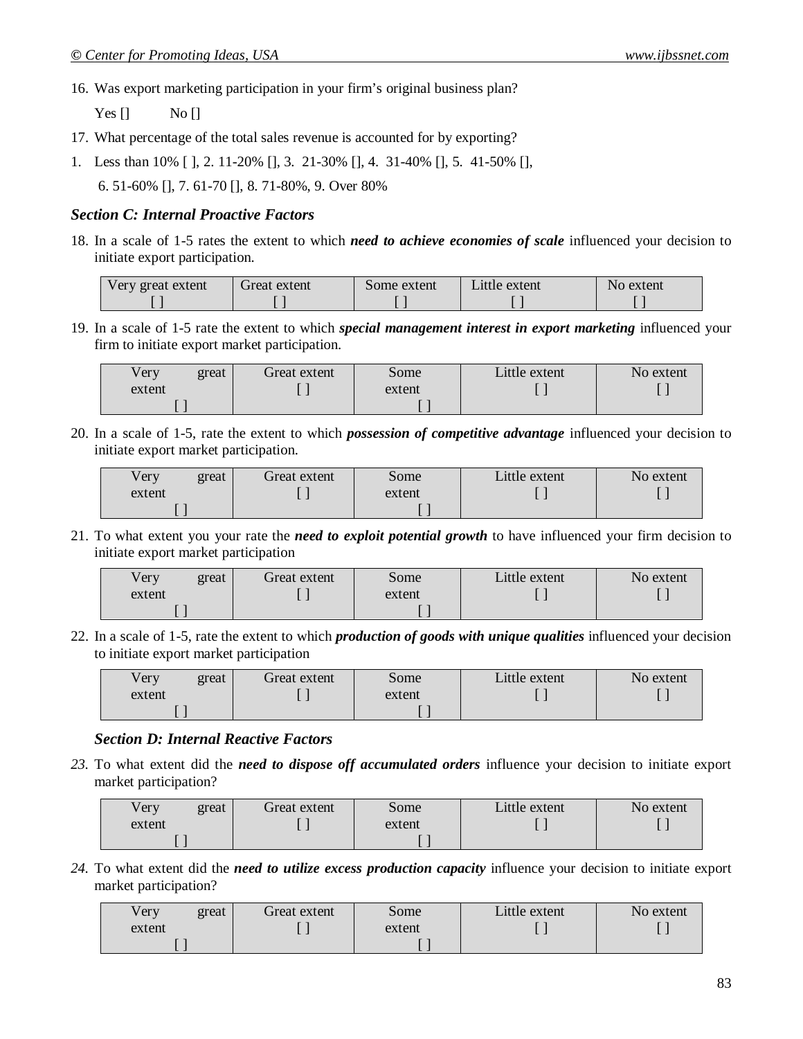16. Was export marketing participation in your firm's original business plan?

    Yes []   No []

17. What percentage of the total sales revenue is accounted for by exporting?

1. Less than 10% [ ], 2. 11-20% [], 3. 21-30% [], 4. 31-40% [], 5. 41-50% [],

   6. 51-60% [], 7. 61-70 [], 8. 71-80%, 9. Over 80%

### *Section C: Internal Proactive Factors*

18. In a scale of 1-5 rates the extent to which ***need to achieve economies of scale*** influenced your decision to initiate export participation.

| Very great extent [ ] | Great extent [ ] | Some extent [ ] | Little extent [ ] | No extent [ ] |
|---|---|---|---|---|

19. In a scale of 1-5 rate the extent to which ***special management interest in export marketing*** influenced your firm to initiate export market participation.

| Very great extent [ ] | Great extent [ ] | Some extent [ ] | Little extent [ ] | No extent [ ] |
|---|---|---|---|---|

20. In a scale of 1-5, rate the extent to which ***possession of competitive advantage*** influenced your decision to initiate export market participation.

| Very great extent [ ] | Great extent [ ] | Some extent [ ] | Little extent [ ] | No extent [ ] |
|---|---|---|---|---|

21. To what extent you your rate the ***need to exploit potential growth*** to have influenced your firm decision to initiate export market participation

| Very great extent [ ] | Great extent [ ] | Some extent [ ] | Little extent [ ] | No extent [ ] |
|---|---|---|---|---|

22. In a scale of 1-5, rate the extent to which ***production of goods with unique qualities*** influenced your decision to initiate export market participation

| Very great extent [ ] | Great extent [ ] | Some extent [ ] | Little extent [ ] | No extent [ ] |
|---|---|---|---|---|

### *Section D: Internal Reactive Factors*

*23.* To what extent did the ***need to dispose off accumulated orders*** influence your decision to initiate export market participation?

| Very great extent [ ] | Great extent [ ] | Some extent [ ] | Little extent [ ] | No extent [ ] |
|---|---|---|---|---|

*24.* To what extent did the ***need to utilize excess production capacity*** influence your decision to initiate export market participation?

| Very great extent [ ] | Great extent [ ] | Some extent [ ] | Little extent [ ] | No extent [ ] |
|---|---|---|---|---|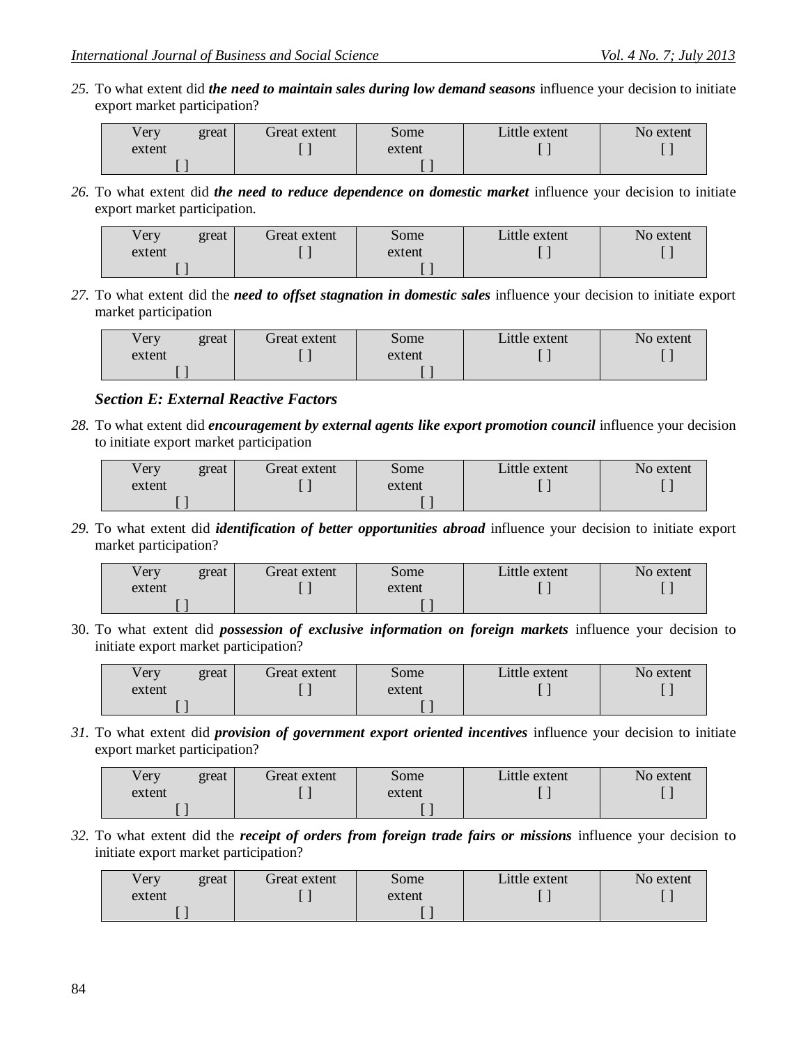*25.* To what extent did ***the need to maintain sales during low demand seasons*** influence your decision to initiate export market participation?

| Very great extent [ ] | Great extent [ ] | Some extent [ ] | Little extent [ ] | No extent [ ] |
|---|---|---|---|---|

*26.* To what extent did ***the need to reduce dependence on domestic market*** influence your decision to initiate export market participation.

| Very great extent [ ] | Great extent [ ] | Some extent [ ] | Little extent [ ] | No extent [ ] |
|---|---|---|---|---|

*27.* To what extent did the ***need to offset stagnation in domestic sales*** influence your decision to initiate export market participation

| Very great extent [ ] | Great extent [ ] | Some extent [ ] | Little extent [ ] | No extent [ ] |
|---|---|---|---|---|

### *Section E: External Reactive Factors*

*28.* To what extent did ***encouragement by external agents like export promotion council*** influence your decision to initiate export market participation

| Very great extent [ ] | Great extent [ ] | Some extent [ ] | Little extent [ ] | No extent [ ] |
|---|---|---|---|---|

*29.* To what extent did ***identification of better opportunities abroad*** influence your decision to initiate export market participation?

| Very great extent [ ] | Great extent [ ] | Some extent [ ] | Little extent [ ] | No extent [ ] |
|---|---|---|---|---|

30. To what extent did ***possession of exclusive information on foreign markets*** influence your decision to initiate export market participation?

| Very great extent [ ] | Great extent [ ] | Some extent [ ] | Little extent [ ] | No extent [ ] |
|---|---|---|---|---|

*31.* To what extent did ***provision of government export oriented incentives*** influence your decision to initiate export market participation?

| Very great extent [ ] | Great extent [ ] | Some extent [ ] | Little extent [ ] | No extent [ ] |
|---|---|---|---|---|

*32.* To what extent did the ***receipt of orders from foreign trade fairs or missions*** influence your decision to initiate export market participation?

| Very great extent [ ] | Great extent [ ] | Some extent [ ] | Little extent [ ] | No extent [ ] |
|---|---|---|---|---|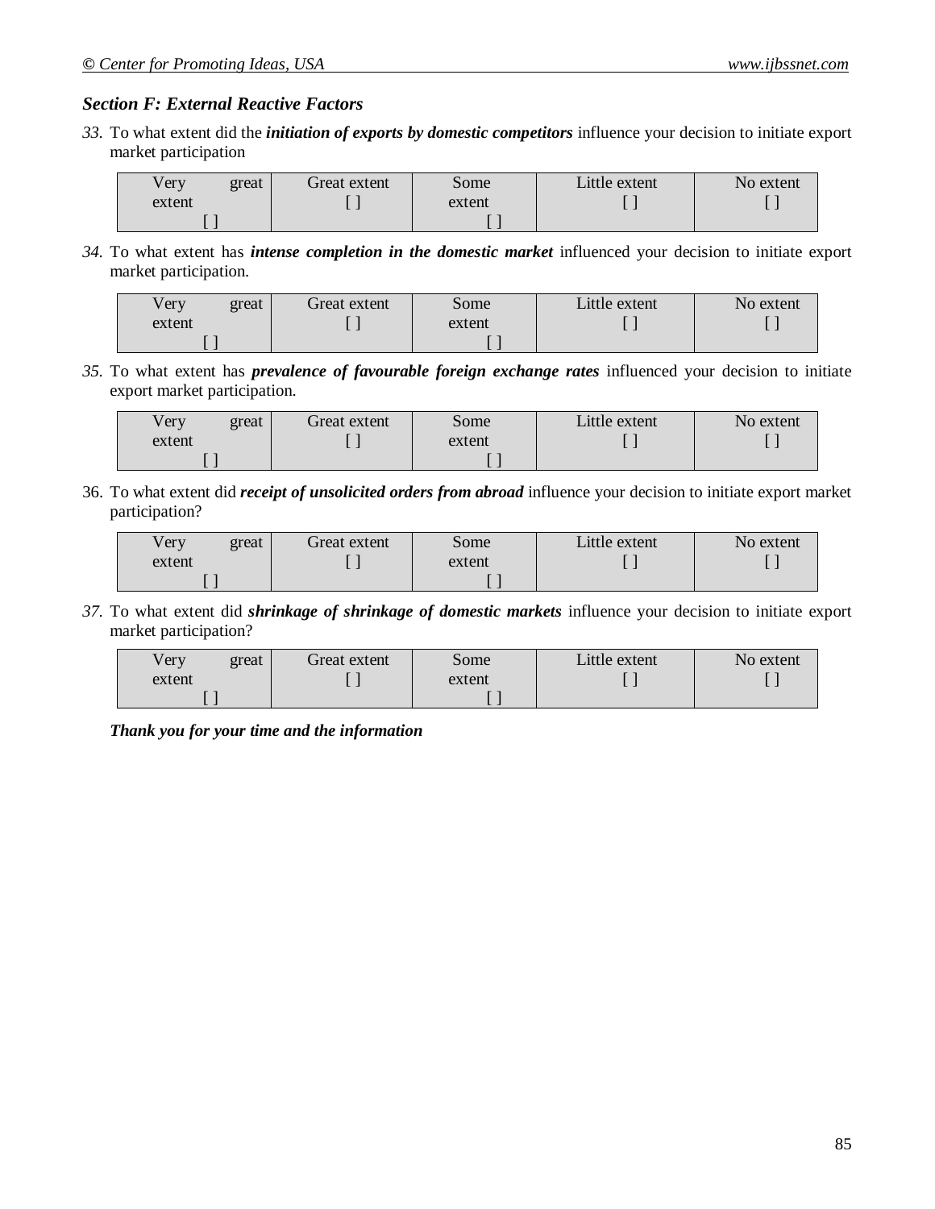### *Section F: External Reactive Factors*

33. To what extent did the ***initiation of exports by domestic competitors*** influence your decision to initiate export market participation

| Very great extent [ ] | Great extent [ ] | Some extent [ ] | Little extent [ ] | No extent [ ] |
|---|---|---|---|---|

34. To what extent has ***intense completion in the domestic market*** influenced your decision to initiate export market participation.

| Very great extent [ ] | Great extent [ ] | Some extent [ ] | Little extent [ ] | No extent [ ] |
|---|---|---|---|---|

35. To what extent has ***prevalence of favourable foreign exchange rates*** influenced your decision to initiate export market participation.

| Very great extent [ ] | Great extent [ ] | Some extent [ ] | Little extent [ ] | No extent [ ] |
|---|---|---|---|---|

36. To what extent did ***receipt of unsolicited orders from abroad*** influence your decision to initiate export market participation?

| Very great extent [ ] | Great extent [ ] | Some extent [ ] | Little extent [ ] | No extent [ ] |
|---|---|---|---|---|

37. To what extent did ***shrinkage of shrinkage of domestic markets*** influence your decision to initiate export market participation?

| Very great extent [ ] | Great extent [ ] | Some extent [ ] | Little extent [ ] | No extent [ ] |
|---|---|---|---|---|

***Thank you for your time and the information***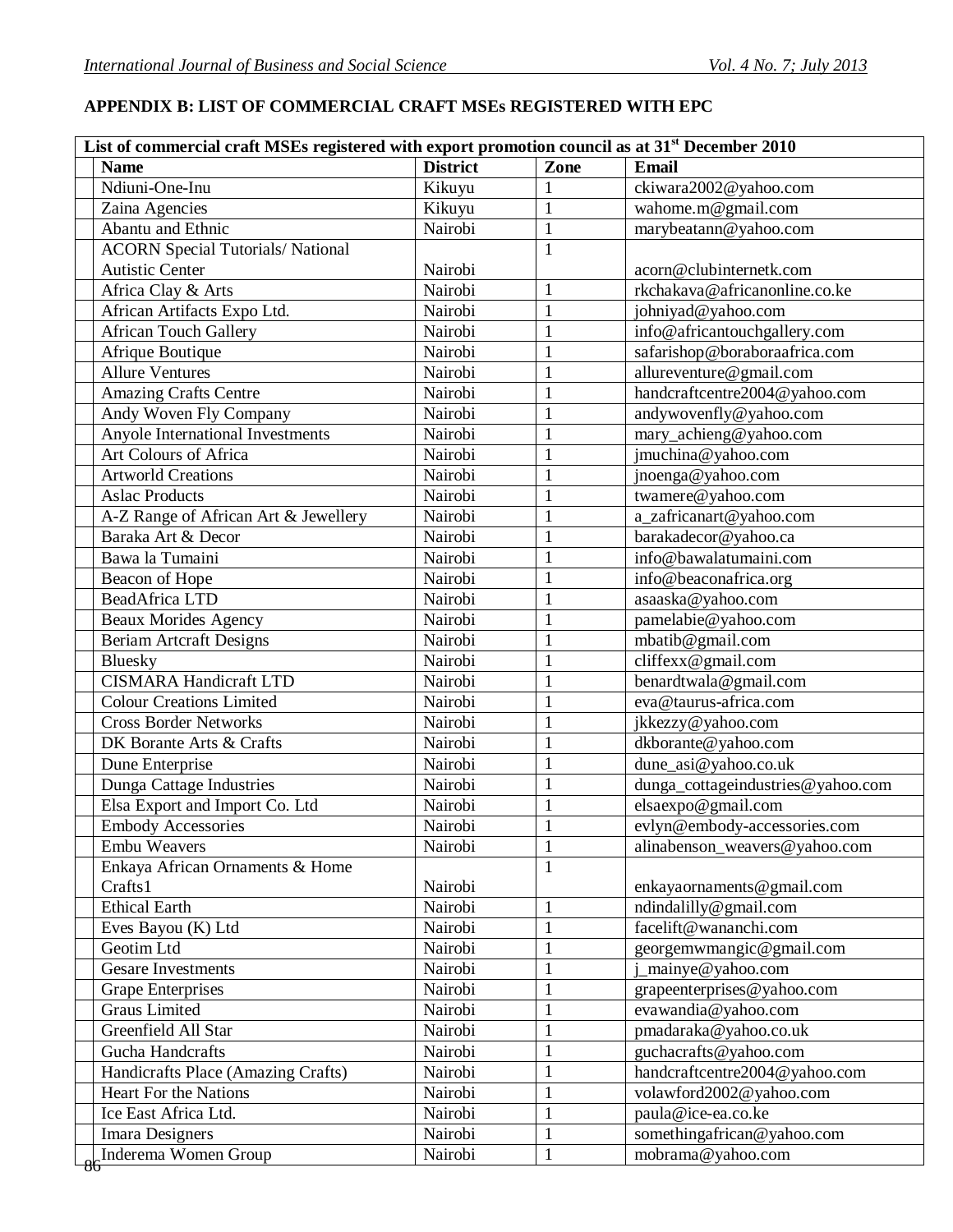## APPENDIX B: LIST OF COMMERCIAL CRAFT MSEs REGISTERED WITH EPC

| List of commercial craft MSEs registered with export promotion council as at 31st December 2010 | | | |
|---|---|---|---|
| **Name** | **District** | **Zone** | **Email** |
| Ndiuni-One-Inu | Kikuyu | 1 | ckiwara2002@yahoo.com |
| Zaina Agencies | Kikuyu | 1 | wahome.m@gmail.com |
| Abantu and Ethnic | Nairobi | 1 | marybeatann@yahoo.com |
| ACORN Special Tutorials/ National Autistic Center | Nairobi | 1 | acorn@clubinternetk.com |
| Africa Clay & Arts | Nairobi | 1 | rkchakava@africanonline.co.ke |
| African Artifacts Expo Ltd. | Nairobi | 1 | johniyad@yahoo.com |
| African Touch Gallery | Nairobi | 1 | info@africantouchgallery.com |
| Afrique Boutique | Nairobi | 1 | safarishop@boraboraafrica.com |
| Allure Ventures | Nairobi | 1 | allureventure@gmail.com |
| Amazing Crafts Centre | Nairobi | 1 | handcraftcentre2004@yahoo.com |
| Andy Woven Fly Company | Nairobi | 1 | andywovenfly@yahoo.com |
| Anyole International Investments | Nairobi | 1 | mary_achieng@yahoo.com |
| Art Colours of Africa | Nairobi | 1 | jmuchina@yahoo.com |
| Artworld Creations | Nairobi | 1 | jnoenga@yahoo.com |
| Aslac Products | Nairobi | 1 | twamere@yahoo.com |
| A-Z Range of African Art & Jewellery | Nairobi | 1 | a_zafricanart@yahoo.com |
| Baraka Art & Decor | Nairobi | 1 | barakadecor@yahoo.ca |
| Bawa la Tumaini | Nairobi | 1 | info@bawalatumaini.com |
| Beacon of Hope | Nairobi | 1 | info@beaconafrica.org |
| BeadAfrica LTD | Nairobi | 1 | asaaska@yahoo.com |
| Beaux Morides Agency | Nairobi | 1 | pamelabie@yahoo.com |
| Beriam Artcraft Designs | Nairobi | 1 | mbatib@gmail.com |
| Bluesky | Nairobi | 1 | cliffexx@gmail.com |
| CISMARA Handicraft LTD | Nairobi | 1 | benardtwala@gmail.com |
| Colour Creations Limited | Nairobi | 1 | eva@taurus-africa.com |
| Cross Border Networks | Nairobi | 1 | jkkezzy@yahoo.com |
| DK Borante Arts & Crafts | Nairobi | 1 | dkborante@yahoo.com |
| Dune Enterprise | Nairobi | 1 | dune_asi@yahoo.co.uk |
| Dunga Cattage Industries | Nairobi | 1 | dunga_cottageindustries@yahoo.com |
| Elsa Export and Import Co. Ltd | Nairobi | 1 | elsaexpo@gmail.com |
| Embody Accessories | Nairobi | 1 | evlyn@embody-accessories.com |
| Embu Weavers | Nairobi | 1 | alinabenson_weavers@yahoo.com |
| Enkaya African Ornaments & Home Crafts1 | Nairobi | 1 | enkayaornaments@gmail.com |
| Ethical Earth | Nairobi | 1 | ndindalilly@gmail.com |
| Eves Bayou (K) Ltd | Nairobi | 1 | facelift@wananchi.com |
| Geotim Ltd | Nairobi | 1 | georgemwmangic@gmail.com |
| Gesare Investments | Nairobi | 1 | j_mainye@yahoo.com |
| Grape Enterprises | Nairobi | 1 | grapeenterprises@yahoo.com |
| Graus Limited | Nairobi | 1 | evawandia@yahoo.com |
| Greenfield All Star | Nairobi | 1 | pmadaraka@yahoo.co.uk |
| Gucha Handcrafts | Nairobi | 1 | guchacrafts@yahoo.com |
| Handicrafts Place (Amazing Crafts) | Nairobi | 1 | handcraftcentre2004@yahoo.com |
| Heart For the Nations | Nairobi | 1 | volawford2002@yahoo.com |
| Ice East Africa Ltd. | Nairobi | 1 | paula@ice-ea.co.ke |
| Imara Designers | Nairobi | 1 | somethingafrican@yahoo.com |
| Inderema Women Group | Nairobi | 1 | mobrama@yahoo.com |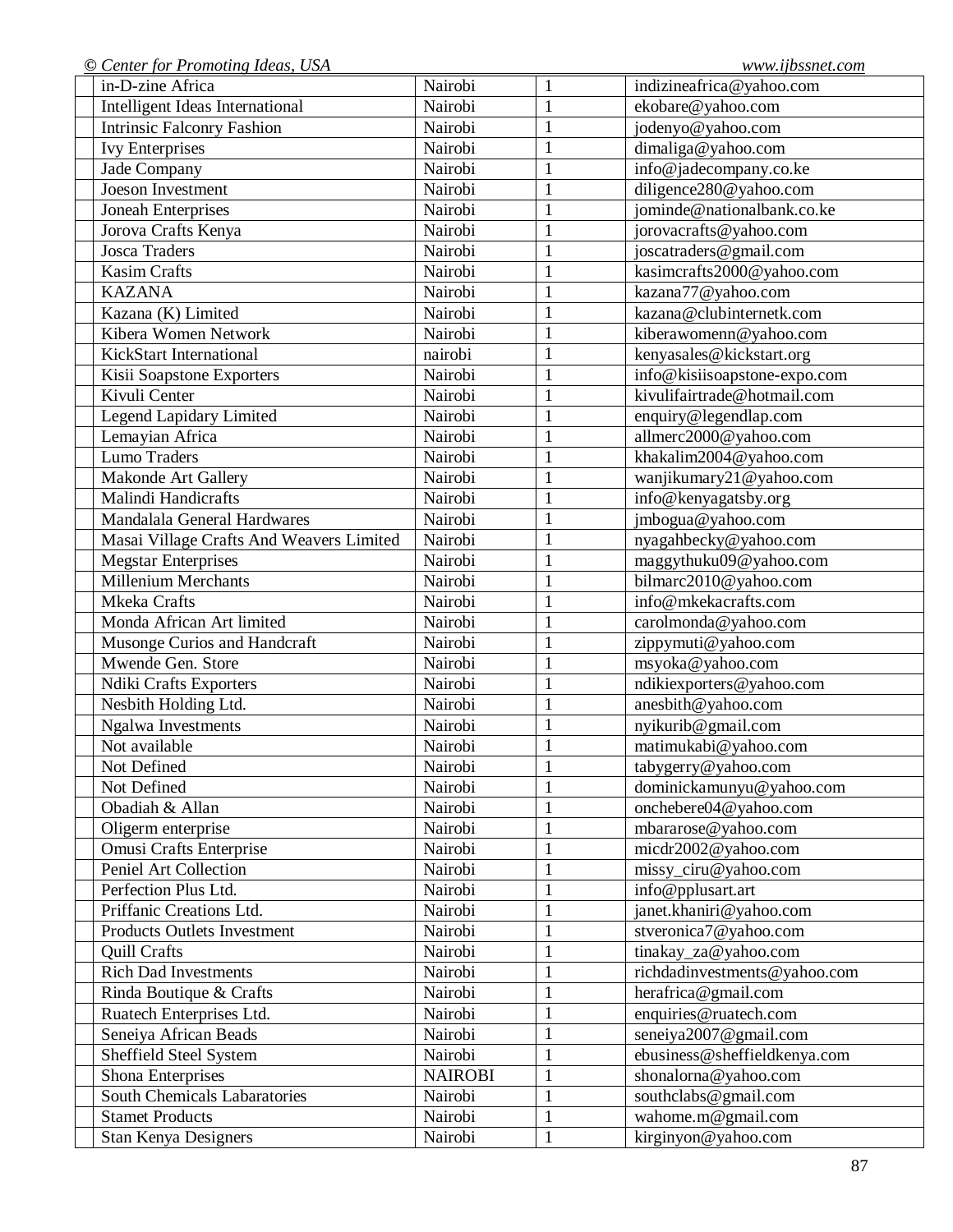| | | | | |
|---|---|---|---|---|
| | in-D-zine Africa | Nairobi | 1 | indizineafrica@yahoo.com |
| | Intelligent Ideas International | Nairobi | 1 | ekobare@yahoo.com |
| | Intrinsic Falconry Fashion | Nairobi | 1 | jodenyo@yahoo.com |
| | Ivy Enterprises | Nairobi | 1 | dimaliga@yahoo.com |
| | Jade Company | Nairobi | 1 | info@jadecompany.co.ke |
| | Joeson Investment | Nairobi | 1 | diligence280@yahoo.com |
| | Joneah Enterprises | Nairobi | 1 | jominde@nationalbank.co.ke |
| | Jorova Crafts Kenya | Nairobi | 1 | jorovacrafts@yahoo.com |
| | Josca Traders | Nairobi | 1 | joscatraders@gmail.com |
| | Kasim Crafts | Nairobi | 1 | kasimcrafts2000@yahoo.com |
| | KAZANA | Nairobi | 1 | kazana77@yahoo.com |
| | Kazana (K) Limited | Nairobi | 1 | kazana@clubinternetk.com |
| | Kibera Women Network | Nairobi | 1 | kiberawomenn@yahoo.com |
| | KickStart International | nairobi | 1 | kenyasales@kickstart.org |
| | Kisii Soapstone Exporters | Nairobi | 1 | info@kisiisoapstone-expo.com |
| | Kivuli Center | Nairobi | 1 | kivulifairtrade@hotmail.com |
| | Legend Lapidary Limited | Nairobi | 1 | enquiry@legendlap.com |
| | Lemayian Africa | Nairobi | 1 | allmerc2000@yahoo.com |
| | Lumo Traders | Nairobi | 1 | khakalim2004@yahoo.com |
| | Makonde Art Gallery | Nairobi | 1 | wanjikumary21@yahoo.com |
| | Malindi Handicrafts | Nairobi | 1 | info@kenyagatsby.org |
| | Mandalala General Hardwares | Nairobi | 1 | jmbogua@yahoo.com |
| | Masai Village Crafts And Weavers Limited | Nairobi | 1 | nyagahbecky@yahoo.com |
| | Megstar Enterprises | Nairobi | 1 | maggythuku09@yahoo.com |
| | Millenium Merchants | Nairobi | 1 | bilmarc2010@yahoo.com |
| | Mkeka Crafts | Nairobi | 1 | info@mkekacrafts.com |
| | Monda African Art limited | Nairobi | 1 | carolmonda@yahoo.com |
| | Musonge Curios and Handcraft | Nairobi | 1 | zippymuti@yahoo.com |
| | Mwende Gen. Store | Nairobi | 1 | msyoka@yahoo.com |
| | Ndiki Crafts Exporters | Nairobi | 1 | ndikiexporters@yahoo.com |
| | Nesbith Holding Ltd. | Nairobi | 1 | anesbith@yahoo.com |
| | Ngalwa Investments | Nairobi | 1 | nyikurib@gmail.com |
| | Not available | Nairobi | 1 | matimukabi@yahoo.com |
| | Not Defined | Nairobi | 1 | tabygerry@yahoo.com |
| | Not Defined | Nairobi | 1 | dominickamunyu@yahoo.com |
| | Obadiah & Allan | Nairobi | 1 | onchebere04@yahoo.com |
| | Oligerm enterprise | Nairobi | 1 | mbararose@yahoo.com |
| | Omusi Crafts Enterprise | Nairobi | 1 | micdr2002@yahoo.com |
| | Peniel Art Collection | Nairobi | 1 | missy_ciru@yahoo.com |
| | Perfection Plus Ltd. | Nairobi | 1 | info@pplusart.art |
| | Priffanic Creations Ltd. | Nairobi | 1 | janet.khaniri@yahoo.com |
| | Products Outlets Investment | Nairobi | 1 | stveronica7@yahoo.com |
| | Quill Crafts | Nairobi | 1 | tinakay_za@yahoo.com |
| | Rich Dad Investments | Nairobi | 1 | richdadinvestments@yahoo.com |
| | Rinda Boutique & Crafts | Nairobi | 1 | herafrica@gmail.com |
| | Ruatech Enterprises Ltd. | Nairobi | 1 | enquiries@ruatech.com |
| | Seneiya African Beads | Nairobi | 1 | seneiya2007@gmail.com |
| | Sheffield Steel System | Nairobi | 1 | ebusiness@sheffieldkenya.com |
| | Shona Enterprises | NAIROBI | 1 | shonalorna@yahoo.com |
| | South Chemicals Labaratories | Nairobi | 1 | southclabs@gmail.com |
| | Stamet Products | Nairobi | 1 | wahome.m@gmail.com |
| | Stan Kenya Designers | Nairobi | 1 | kirginyon@yahoo.com |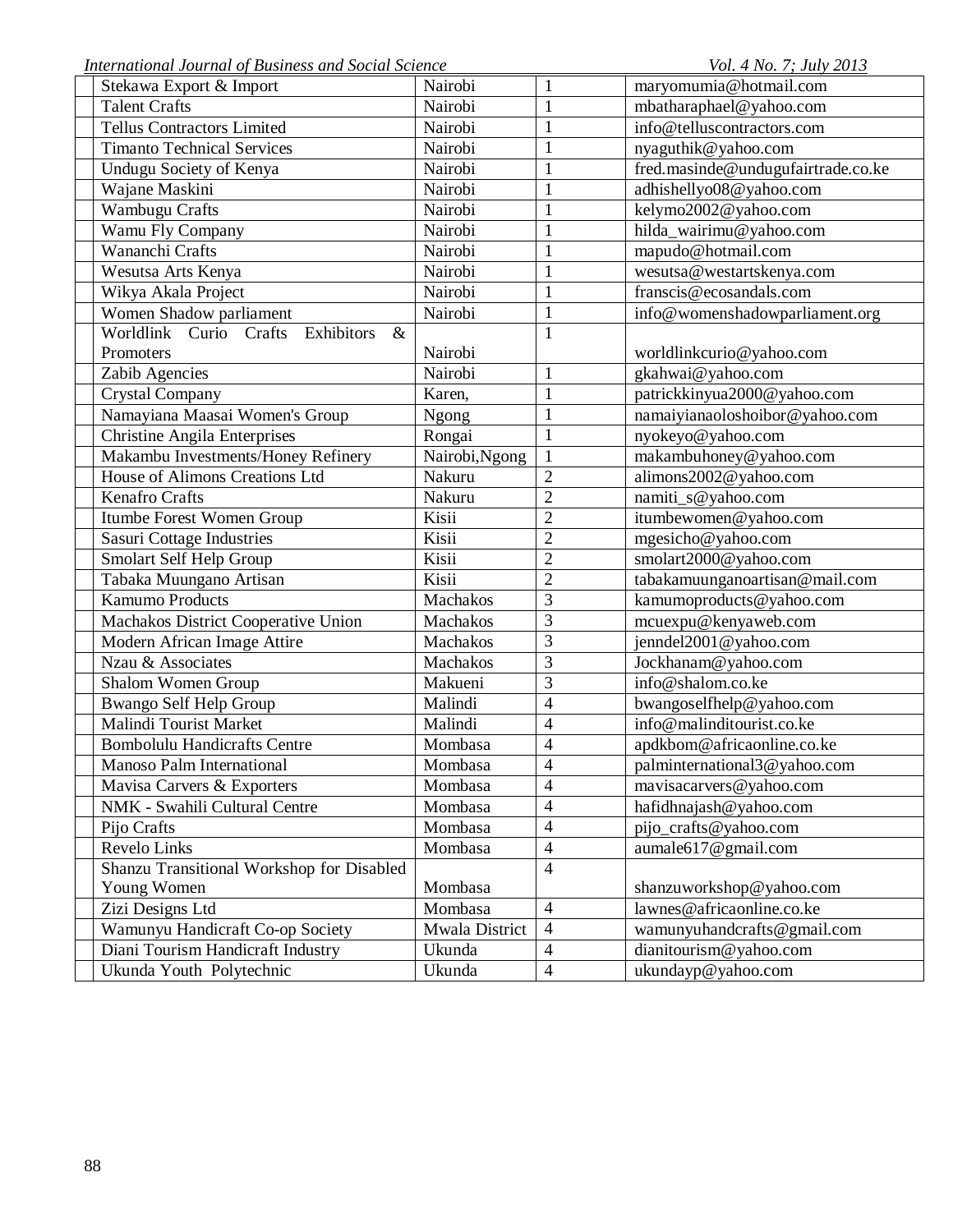| | | | | |
|---|---|---|---|---|
| | Stekawa Export & Import | Nairobi | 1 | maryomumia@hotmail.com |
| | Talent Crafts | Nairobi | 1 | mbatharaphael@yahoo.com |
| | Tellus Contractors Limited | Nairobi | 1 | info@telluscontractors.com |
| | Timanto Technical Services | Nairobi | 1 | nyaguthik@yahoo.com |
| | Undugu Society of Kenya | Nairobi | 1 | fred.masinde@undugufairtrade.co.ke |
| | Wajane Maskini | Nairobi | 1 | adhishellyo08@yahoo.com |
| | Wambugu Crafts | Nairobi | 1 | kelymo2002@yahoo.com |
| | Wamu Fly Company | Nairobi | 1 | hilda_wairimu@yahoo.com |
| | Wananchi Crafts | Nairobi | 1 | mapudo@hotmail.com |
| | Wesutsa Arts Kenya | Nairobi | 1 | wesutsa@westartskenya.com |
| | Wikya Akala Project | Nairobi | 1 | franscis@ecosandals.com |
| | Women Shadow parliament | Nairobi | 1 | info@womenshadowparliament.org |
| | Worldlink Curio Crafts Exhibitors & Promoters | Nairobi | 1 | worldlinkcurio@yahoo.com |
| | Zabib Agencies | Nairobi | 1 | gkahwai@yahoo.com |
| | Crystal Company | Karen, | 1 | patrickkinyua2000@yahoo.com |
| | Namayiana Maasai Women's Group | Ngong | 1 | namaiyianaoloshoibor@yahoo.com |
| | Christine Angila Enterprises | Rongai | 1 | nyokeyo@yahoo.com |
| | Makambu Investments/Honey Refinery | Nairobi,Ngong | 1 | makambuhoney@yahoo.com |
| | House of Alimons Creations Ltd | Nakuru | 2 | alimons2002@yahoo.com |
| | Kenafro Crafts | Nakuru | 2 | namiti_s@yahoo.com |
| | Itumbe Forest Women Group | Kisii | 2 | itumbewomen@yahoo.com |
| | Sasuri Cottage Industries | Kisii | 2 | mgesicho@yahoo.com |
| | Smolart Self Help Group | Kisii | 2 | smolart2000@yahoo.com |
| | Tabaka Muungano Artisan | Kisii | 2 | tabakamuunganoartisan@mail.com |
| | Kamumo Products | Machakos | 3 | kamumoproducts@yahoo.com |
| | Machakos District Cooperative Union | Machakos | 3 | mcuexpu@kenyaweb.com |
| | Modern African Image Attire | Machakos | 3 | jenndel2001@yahoo.com |
| | Nzau & Associates | Machakos | 3 | Jockhanam@yahoo.com |
| | Shalom Women Group | Makueni | 3 | info@shalom.co.ke |
| | Bwango Self Help Group | Malindi | 4 | bwangoselfhelp@yahoo.com |
| | Malindi Tourist Market | Malindi | 4 | info@malinditourist.co.ke |
| | Bombolulu Handicrafts Centre | Mombasa | 4 | apdkbom@africaonline.co.ke |
| | Manoso Palm International | Mombasa | 4 | palminternational3@yahoo.com |
| | Mavisa Carvers & Exporters | Mombasa | 4 | mavisacarvers@yahoo.com |
| | NMK - Swahili Cultural Centre | Mombasa | 4 | hafidhnajash@yahoo.com |
| | Pijo Crafts | Mombasa | 4 | pijo_crafts@yahoo.com |
| | Revelo Links | Mombasa | 4 | aumale617@gmail.com |
| | Shanzu Transitional Workshop for Disabled Young Women | Mombasa | 4 | shanzuworkshop@yahoo.com |
| | Zizi Designs Ltd | Mombasa | 4 | lawnes@africaonline.co.ke |
| | Wamunyu Handicraft Co-op Society | Mwala District | 4 | wamunyuhandcrafts@gmail.com |
| | Diani Tourism Handicraft Industry | Ukunda | 4 | dianitourism@yahoo.com |
| | Ukunda Youth Polytechnic | Ukunda | 4 | ukundayp@yahoo.com |